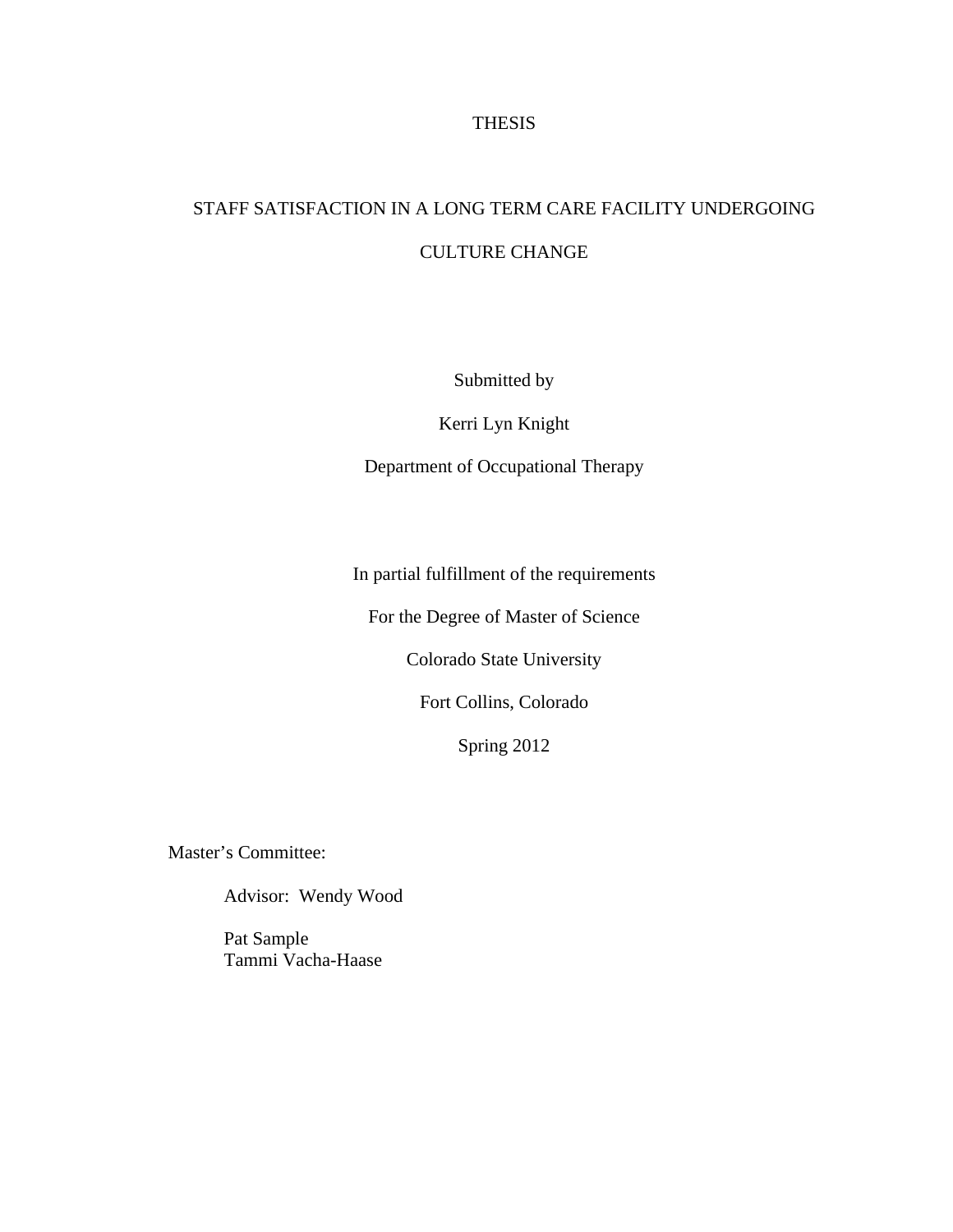# THESIS

## STAFF SATISFACTION IN A LONG TERM CARE FACILITY UNDERGOING CULTURE CHANGE

Submitted by

Kerri Lyn Knight

Department of Occupational Therapy

In partial fulfillment of the requirements

For the Degree of Master of Science

Colorado State University

Fort Collins, Colorado

Spring 2012

Master's Committee:

Advisor: Wendy Wood

Pat Sample
Tammi Vacha-Haase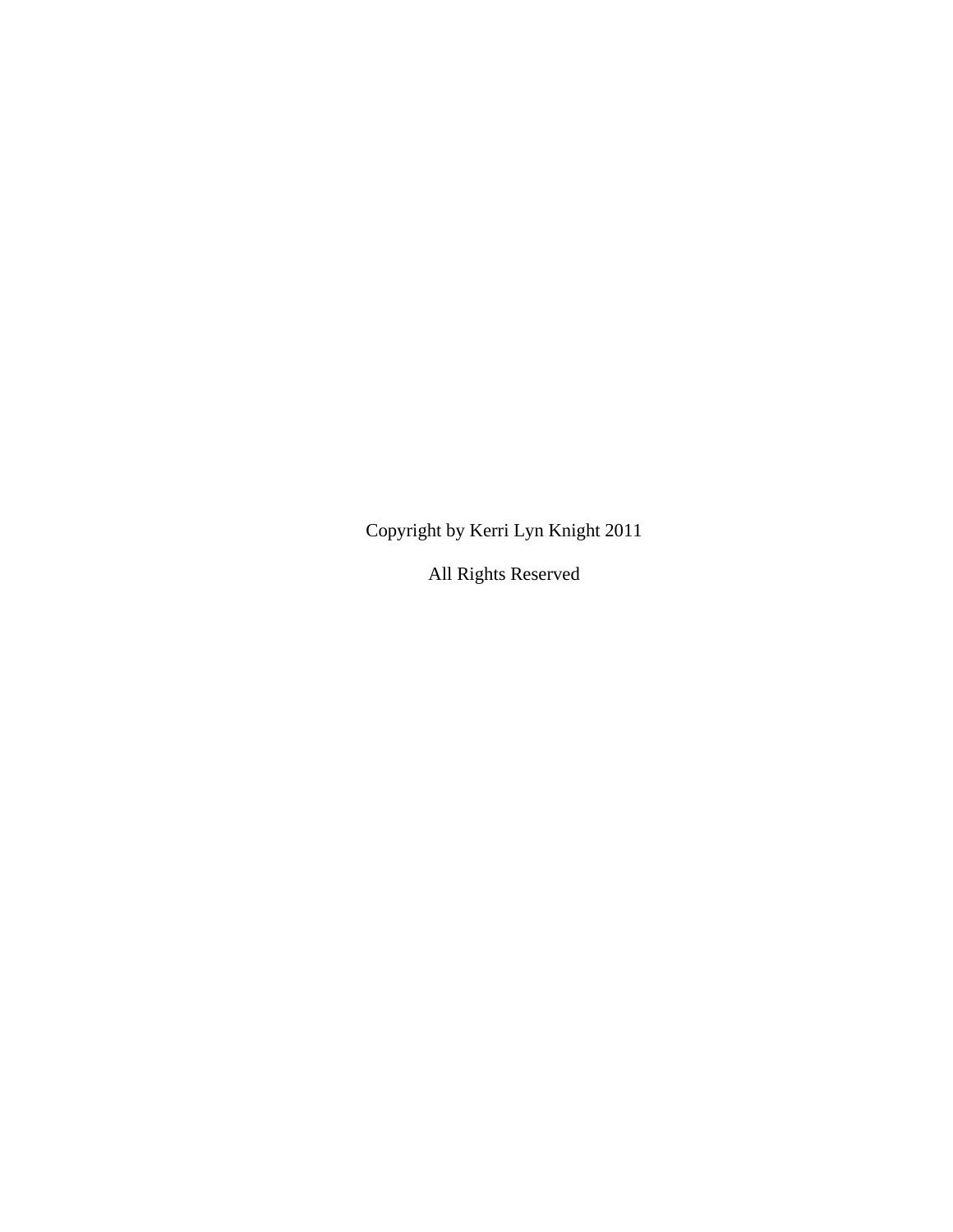Copyright by Kerri Lyn Knight 2011

All Rights Reserved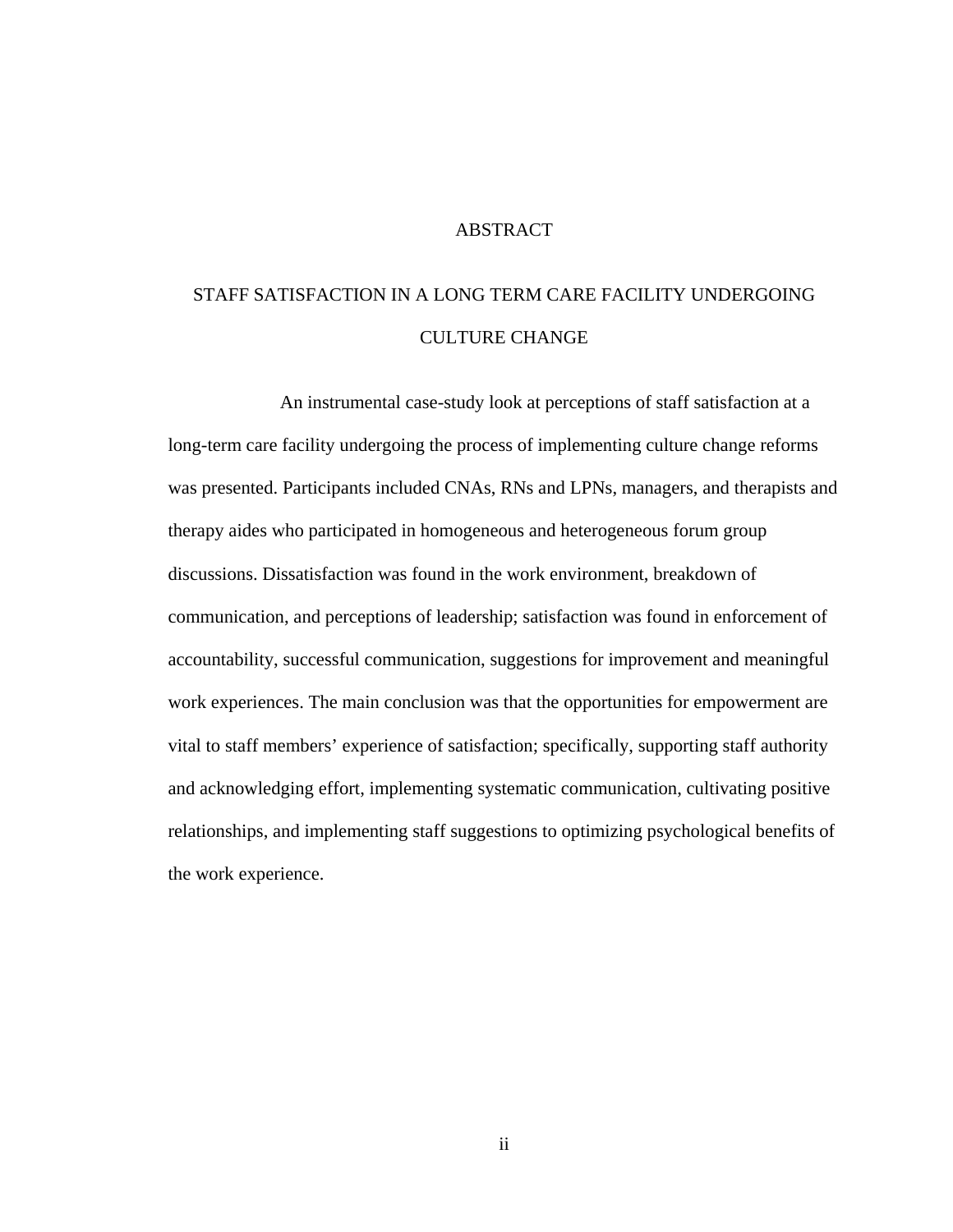# ABSTRACT

## STAFF SATISFACTION IN A LONG TERM CARE FACILITY UNDERGOING CULTURE CHANGE

An instrumental case-study look at perceptions of staff satisfaction at a long-term care facility undergoing the process of implementing culture change reforms was presented. Participants included CNAs, RNs and LPNs, managers, and therapists and therapy aides who participated in homogeneous and heterogeneous forum group discussions. Dissatisfaction was found in the work environment, breakdown of communication, and perceptions of leadership; satisfaction was found in enforcement of accountability, successful communication, suggestions for improvement and meaningful work experiences. The main conclusion was that the opportunities for empowerment are vital to staff members' experience of satisfaction; specifically, supporting staff authority and acknowledging effort, implementing systematic communication, cultivating positive relationships, and implementing staff suggestions to optimizing psychological benefits of the work experience.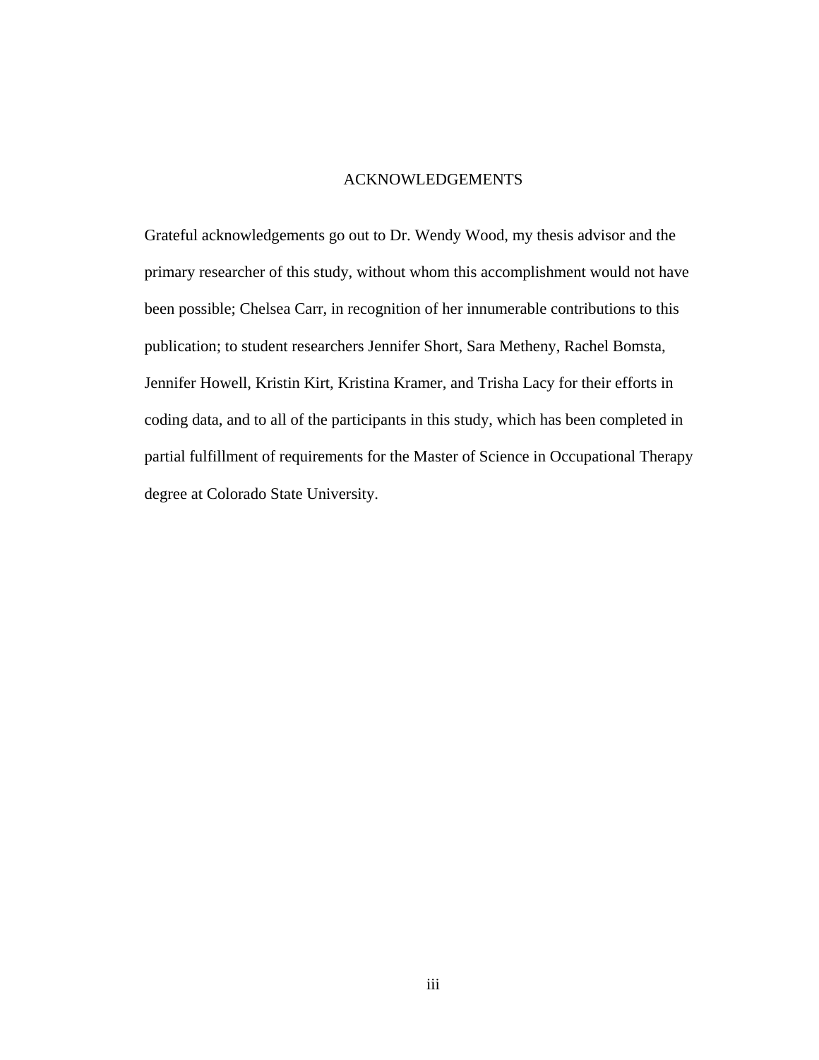# ACKNOWLEDGEMENTS

Grateful acknowledgements go out to Dr. Wendy Wood, my thesis advisor and the primary researcher of this study, without whom this accomplishment would not have been possible; Chelsea Carr, in recognition of her innumerable contributions to this publication; to student researchers Jennifer Short, Sara Metheny, Rachel Bomsta, Jennifer Howell, Kristin Kirt, Kristina Kramer, and Trisha Lacy for their efforts in coding data, and to all of the participants in this study, which has been completed in partial fulfillment of requirements for the Master of Science in Occupational Therapy degree at Colorado State University.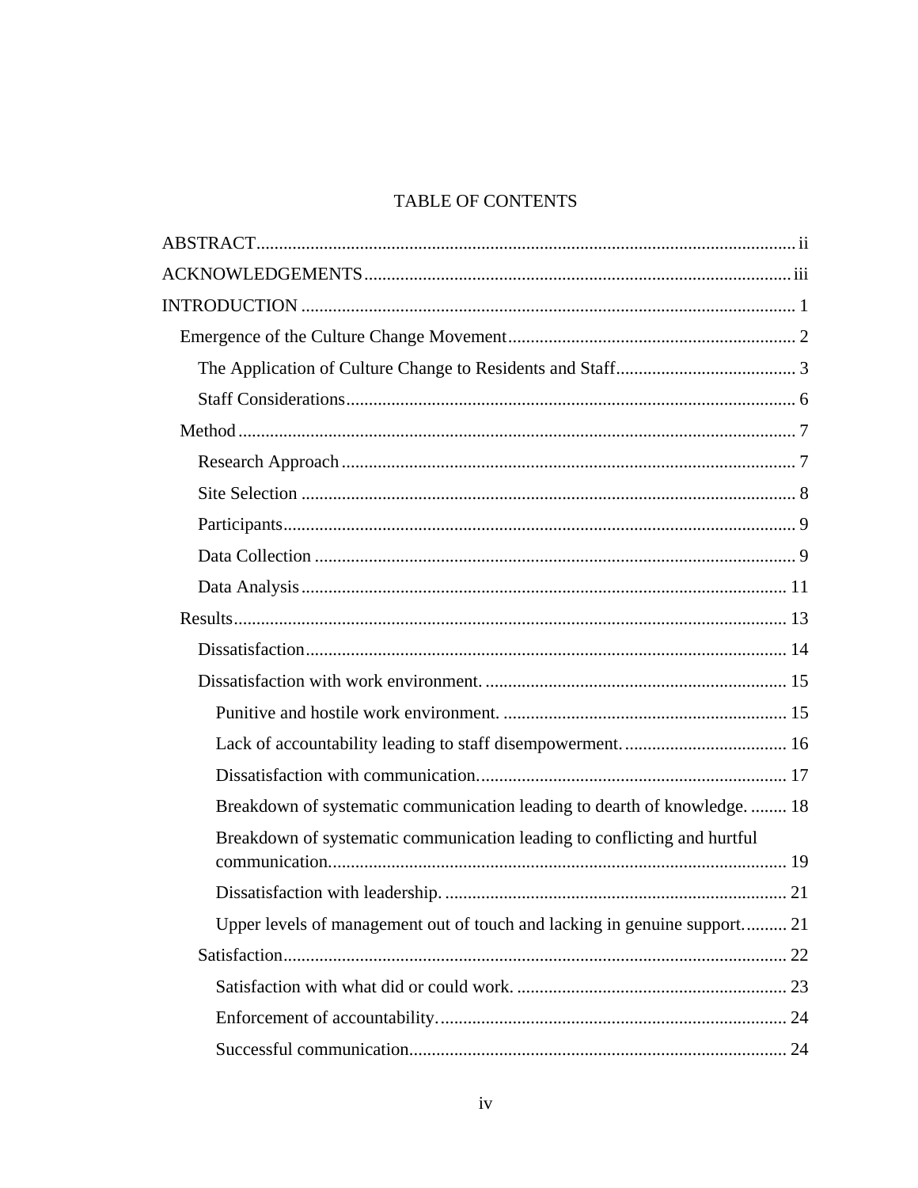# TABLE OF CONTENTS

ABSTRACT ..... ii

ACKNOWLEDGEMENTS ..... iii

INTRODUCTION ..... 1

- Emergence of the Culture Change Movement ..... 2
  - The Application of Culture Change to Residents and Staff ..... 3
  - Staff Considerations ..... 6
- Method ..... 7
  - Research Approach ..... 7
  - Site Selection ..... 8
  - Participants ..... 9
  - Data Collection ..... 9
  - Data Analysis ..... 11
- Results ..... 13
  - Dissatisfaction ..... 14
  - Dissatisfaction with work environment. ..... 15
    - Punitive and hostile work environment. ..... 15
    - Lack of accountability leading to staff disempowerment. ..... 16
    - Dissatisfaction with communication. ..... 17
    - Breakdown of systematic communication leading to dearth of knowledge. ..... 18
    - Breakdown of systematic communication leading to conflicting and hurtful communication. ..... 19
    - Dissatisfaction with leadership. ..... 21
    - Upper levels of management out of touch and lacking in genuine support. ..... 21
  - Satisfaction ..... 22
    - Satisfaction with what did or could work. ..... 23
    - Enforcement of accountability. ..... 24
    - Successful communication. ..... 24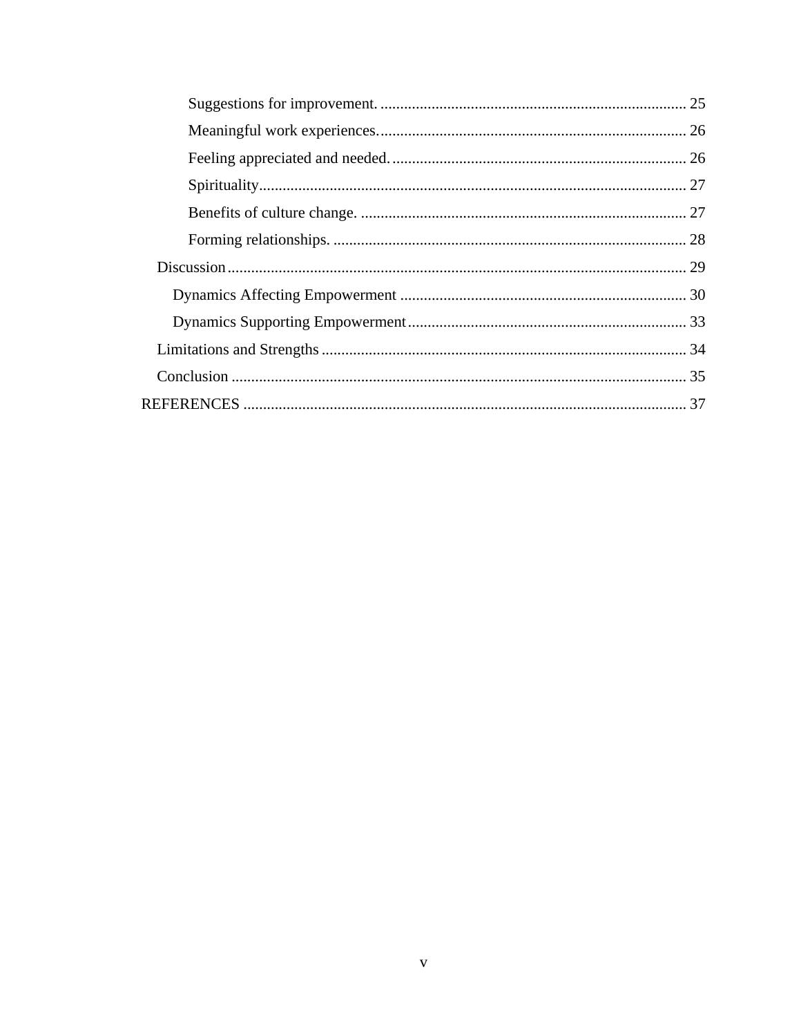Suggestions for improvement. 25

Meaningful work experiences. 26

Feeling appreciated and needed. 26

Spirituality 27

Benefits of culture change. 27

Forming relationships. 28

Discussion 29

Dynamics Affecting Empowerment 30

Dynamics Supporting Empowerment 33

Limitations and Strengths 34

Conclusion 35

REFERENCES 37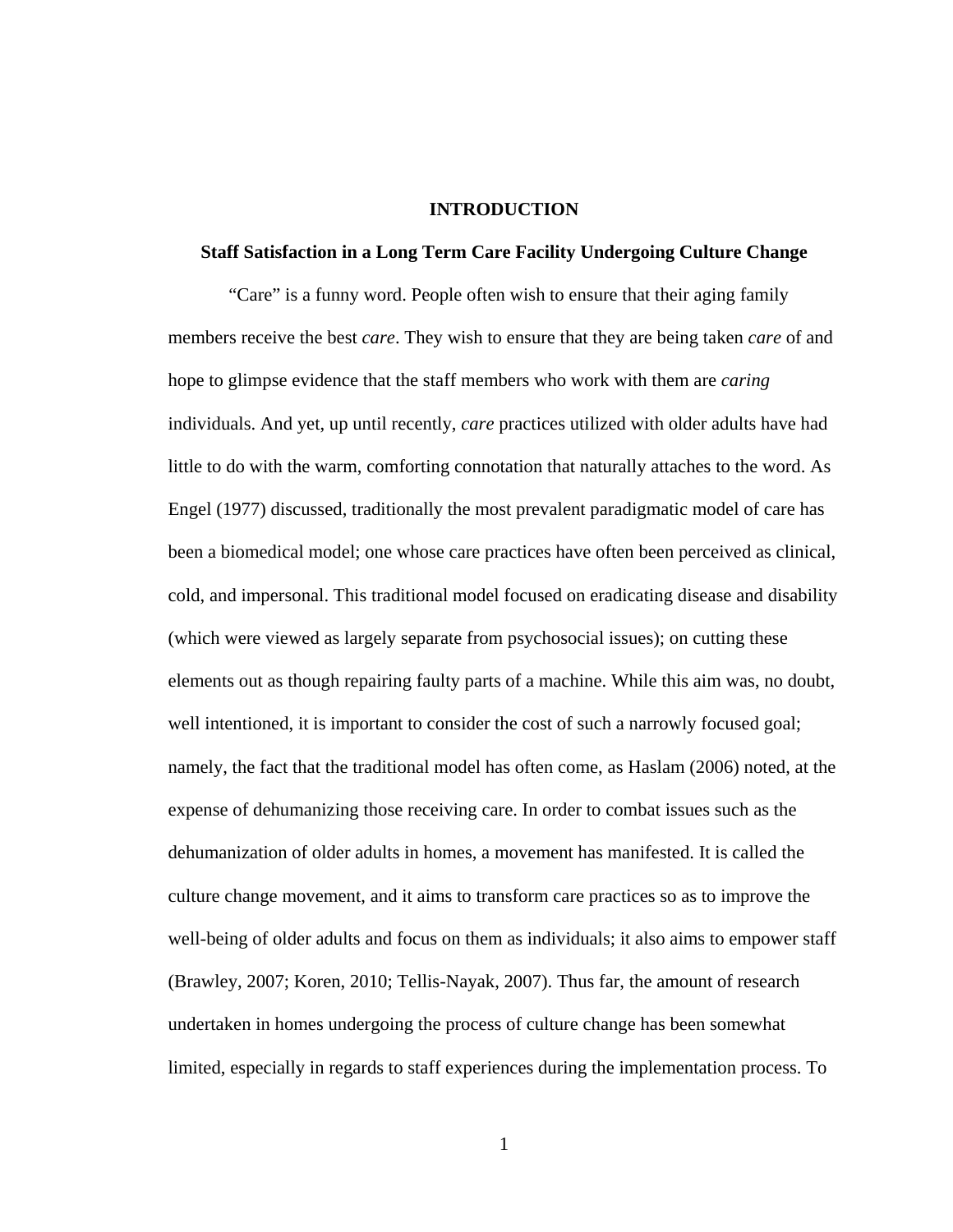# INTRODUCTION

## Staff Satisfaction in a Long Term Care Facility Undergoing Culture Change

"Care" is a funny word. People often wish to ensure that their aging family members receive the best *care*. They wish to ensure that they are being taken *care* of and hope to glimpse evidence that the staff members who work with them are *caring* individuals. And yet, up until recently, *care* practices utilized with older adults have had little to do with the warm, comforting connotation that naturally attaches to the word. As Engel (1977) discussed, traditionally the most prevalent paradigmatic model of care has been a biomedical model; one whose care practices have often been perceived as clinical, cold, and impersonal. This traditional model focused on eradicating disease and disability (which were viewed as largely separate from psychosocial issues); on cutting these elements out as though repairing faulty parts of a machine. While this aim was, no doubt, well intentioned, it is important to consider the cost of such a narrowly focused goal; namely, the fact that the traditional model has often come, as Haslam (2006) noted, at the expense of dehumanizing those receiving care. In order to combat issues such as the dehumanization of older adults in homes, a movement has manifested. It is called the culture change movement, and it aims to transform care practices so as to improve the well-being of older adults and focus on them as individuals; it also aims to empower staff (Brawley, 2007; Koren, 2010; Tellis-Nayak, 2007). Thus far, the amount of research undertaken in homes undergoing the process of culture change has been somewhat limited, especially in regards to staff experiences during the implementation process. To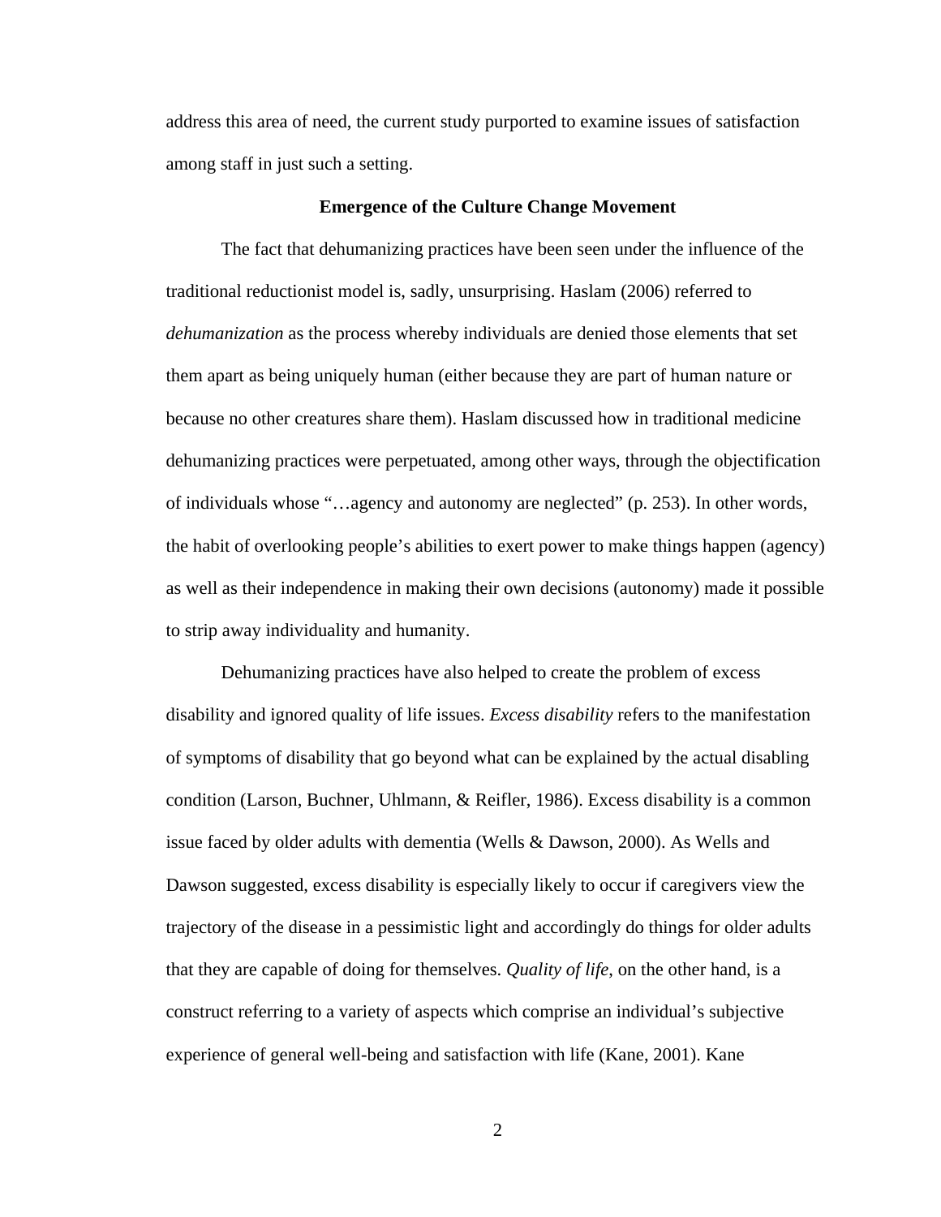address this area of need, the current study purported to examine issues of satisfaction among staff in just such a setting.

## Emergence of the Culture Change Movement

The fact that dehumanizing practices have been seen under the influence of the traditional reductionist model is, sadly, unsurprising. Haslam (2006) referred to *dehumanization* as the process whereby individuals are denied those elements that set them apart as being uniquely human (either because they are part of human nature or because no other creatures share them). Haslam discussed how in traditional medicine dehumanizing practices were perpetuated, among other ways, through the objectification of individuals whose "…agency and autonomy are neglected" (p. 253). In other words, the habit of overlooking people's abilities to exert power to make things happen (agency) as well as their independence in making their own decisions (autonomy) made it possible to strip away individuality and humanity.

Dehumanizing practices have also helped to create the problem of excess disability and ignored quality of life issues. *Excess disability* refers to the manifestation of symptoms of disability that go beyond what can be explained by the actual disabling condition (Larson, Buchner, Uhlmann, & Reifler, 1986). Excess disability is a common issue faced by older adults with dementia (Wells & Dawson, 2000). As Wells and Dawson suggested, excess disability is especially likely to occur if caregivers view the trajectory of the disease in a pessimistic light and accordingly do things for older adults that they are capable of doing for themselves. *Quality of life*, on the other hand, is a construct referring to a variety of aspects which comprise an individual's subjective experience of general well-being and satisfaction with life (Kane, 2001). Kane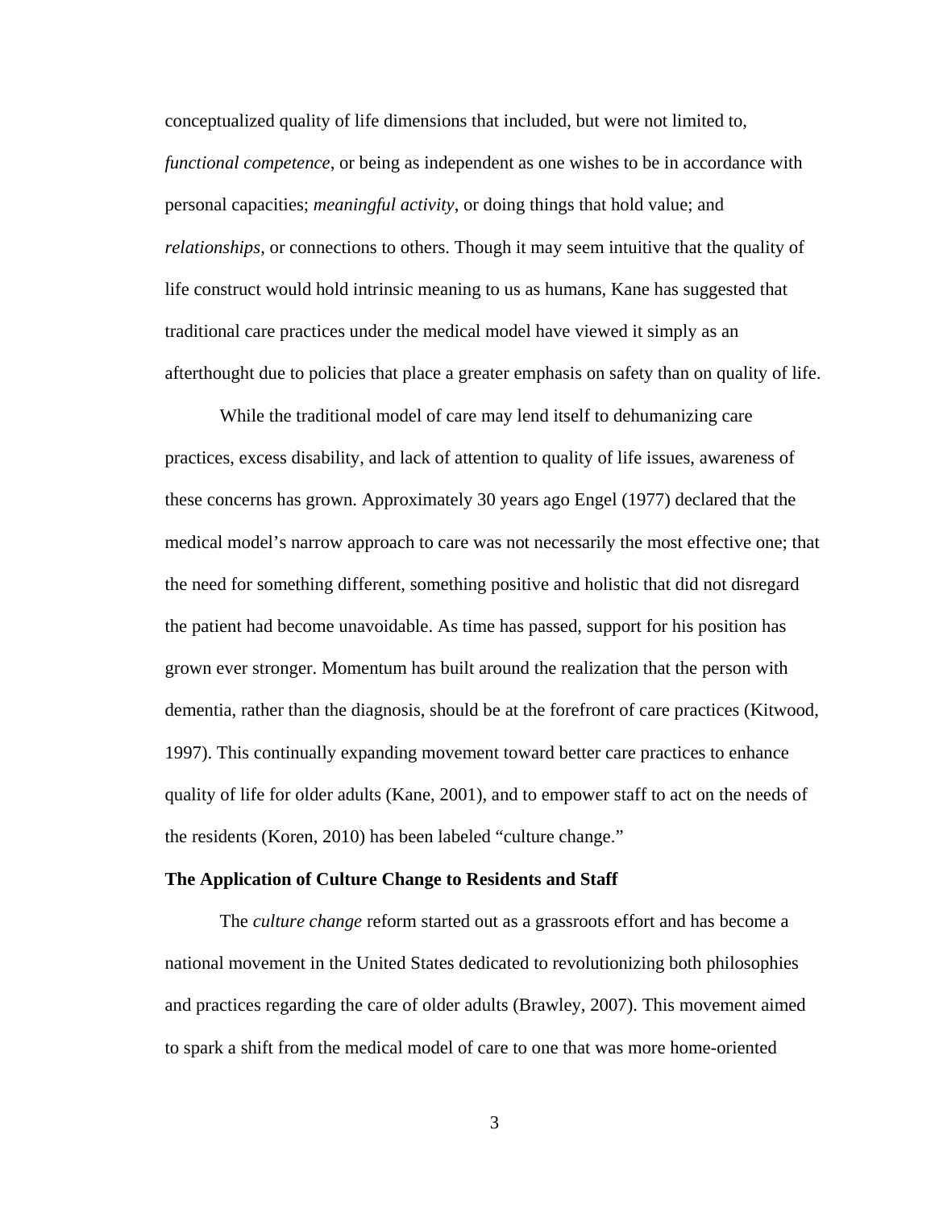conceptualized quality of life dimensions that included, but were not limited to, *functional competence*, or being as independent as one wishes to be in accordance with personal capacities; *meaningful activity*, or doing things that hold value; and *relationships*, or connections to others. Though it may seem intuitive that the quality of life construct would hold intrinsic meaning to us as humans, Kane has suggested that traditional care practices under the medical model have viewed it simply as an afterthought due to policies that place a greater emphasis on safety than on quality of life.

While the traditional model of care may lend itself to dehumanizing care practices, excess disability, and lack of attention to quality of life issues, awareness of these concerns has grown. Approximately 30 years ago Engel (1977) declared that the medical model's narrow approach to care was not necessarily the most effective one; that the need for something different, something positive and holistic that did not disregard the patient had become unavoidable. As time has passed, support for his position has grown ever stronger. Momentum has built around the realization that the person with dementia, rather than the diagnosis, should be at the forefront of care practices (Kitwood, 1997). This continually expanding movement toward better care practices to enhance quality of life for older adults (Kane, 2001), and to empower staff to act on the needs of the residents (Koren, 2010) has been labeled "culture change."

**The Application of Culture Change to Residents and Staff**

The *culture change* reform started out as a grassroots effort and has become a national movement in the United States dedicated to revolutionizing both philosophies and practices regarding the care of older adults (Brawley, 2007). This movement aimed to spark a shift from the medical model of care to one that was more home-oriented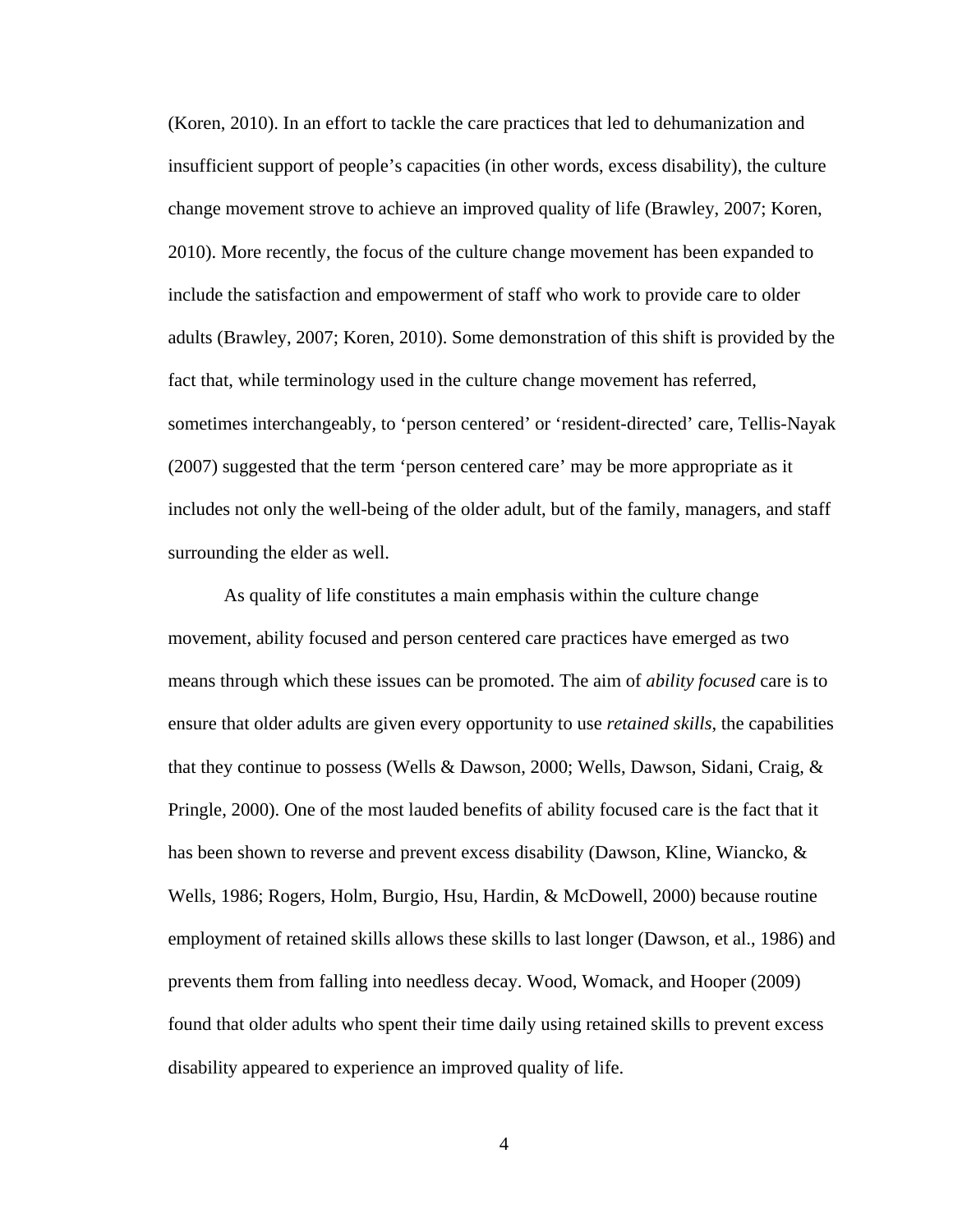(Koren, 2010). In an effort to tackle the care practices that led to dehumanization and insufficient support of people's capacities (in other words, excess disability), the culture change movement strove to achieve an improved quality of life (Brawley, 2007; Koren, 2010). More recently, the focus of the culture change movement has been expanded to include the satisfaction and empowerment of staff who work to provide care to older adults (Brawley, 2007; Koren, 2010). Some demonstration of this shift is provided by the fact that, while terminology used in the culture change movement has referred, sometimes interchangeably, to 'person centered' or 'resident-directed' care, Tellis-Nayak (2007) suggested that the term 'person centered care' may be more appropriate as it includes not only the well-being of the older adult, but of the family, managers, and staff surrounding the elder as well.

As quality of life constitutes a main emphasis within the culture change movement, ability focused and person centered care practices have emerged as two means through which these issues can be promoted. The aim of *ability focused* care is to ensure that older adults are given every opportunity to use *retained skills*, the capabilities that they continue to possess (Wells & Dawson, 2000; Wells, Dawson, Sidani, Craig, & Pringle, 2000). One of the most lauded benefits of ability focused care is the fact that it has been shown to reverse and prevent excess disability (Dawson, Kline, Wiancko, & Wells, 1986; Rogers, Holm, Burgio, Hsu, Hardin, & McDowell, 2000) because routine employment of retained skills allows these skills to last longer (Dawson, et al., 1986) and prevents them from falling into needless decay. Wood, Womack, and Hooper (2009) found that older adults who spent their time daily using retained skills to prevent excess disability appeared to experience an improved quality of life.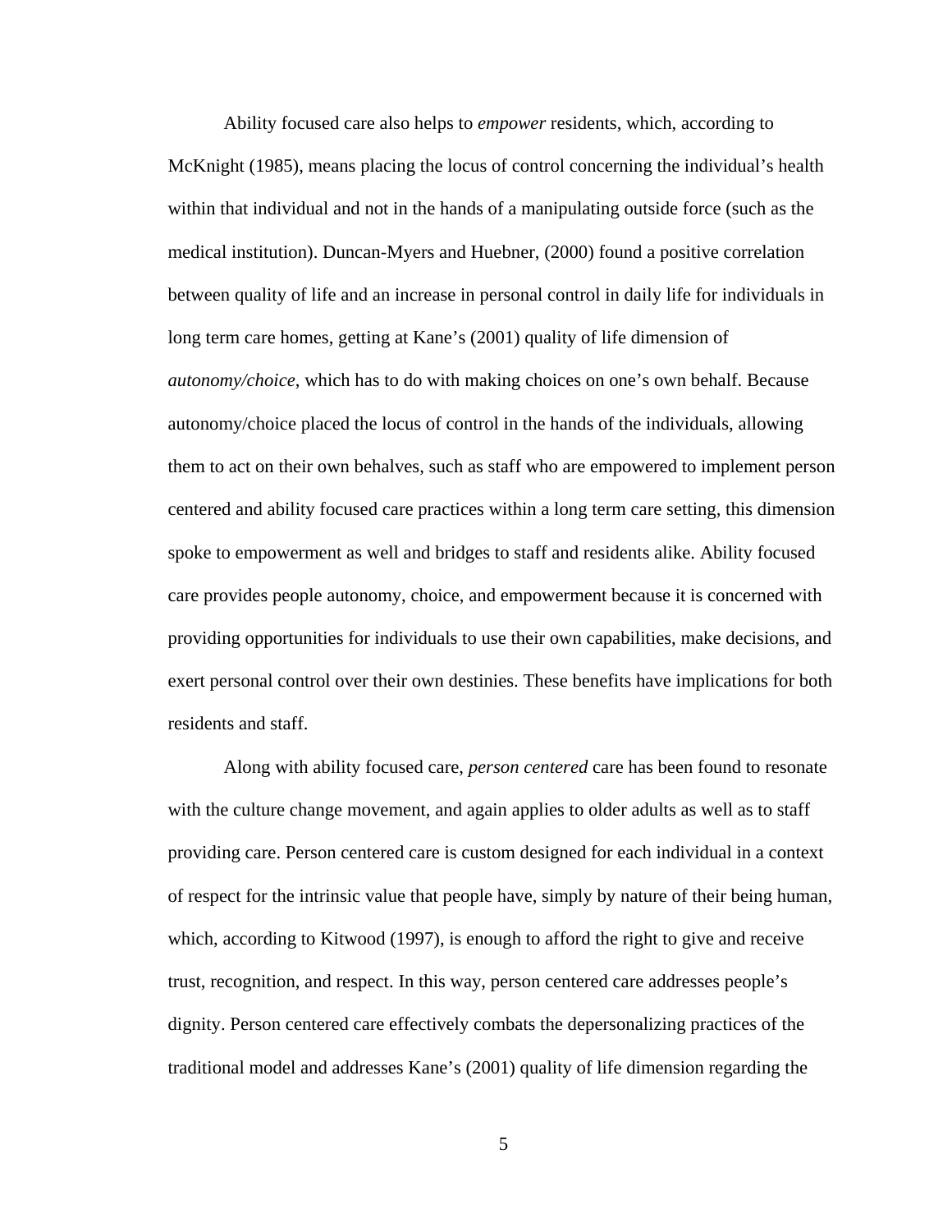Ability focused care also helps to *empower* residents, which, according to McKnight (1985), means placing the locus of control concerning the individual's health within that individual and not in the hands of a manipulating outside force (such as the medical institution). Duncan-Myers and Huebner, (2000) found a positive correlation between quality of life and an increase in personal control in daily life for individuals in long term care homes, getting at Kane's (2001) quality of life dimension of *autonomy/choice*, which has to do with making choices on one's own behalf. Because autonomy/choice placed the locus of control in the hands of the individuals, allowing them to act on their own behalves, such as staff who are empowered to implement person centered and ability focused care practices within a long term care setting, this dimension spoke to empowerment as well and bridges to staff and residents alike. Ability focused care provides people autonomy, choice, and empowerment because it is concerned with providing opportunities for individuals to use their own capabilities, make decisions, and exert personal control over their own destinies. These benefits have implications for both residents and staff.

Along with ability focused care, *person centered* care has been found to resonate with the culture change movement, and again applies to older adults as well as to staff providing care. Person centered care is custom designed for each individual in a context of respect for the intrinsic value that people have, simply by nature of their being human, which, according to Kitwood (1997), is enough to afford the right to give and receive trust, recognition, and respect. In this way, person centered care addresses people's dignity. Person centered care effectively combats the depersonalizing practices of the traditional model and addresses Kane's (2001) quality of life dimension regarding the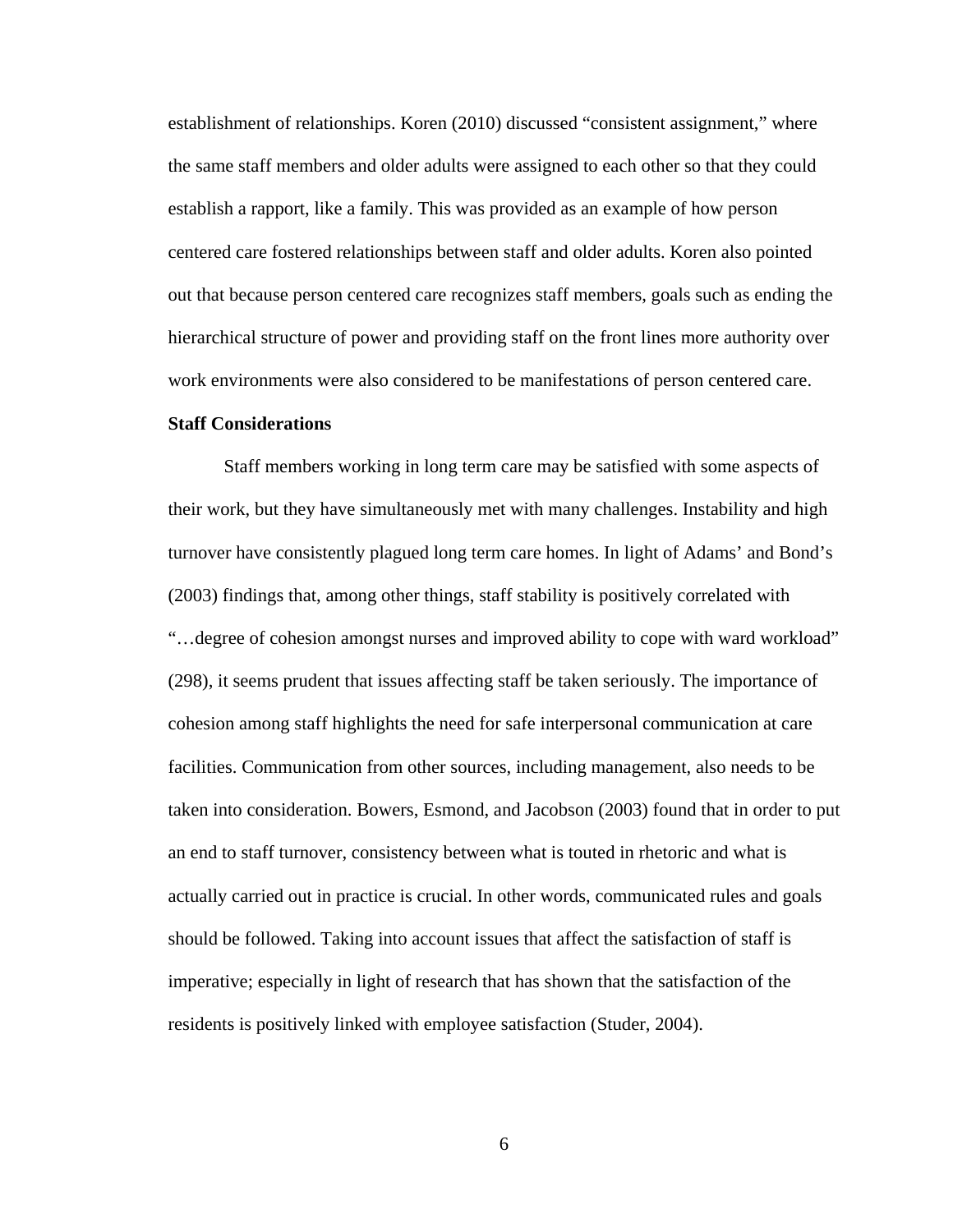establishment of relationships. Koren (2010) discussed "consistent assignment," where the same staff members and older adults were assigned to each other so that they could establish a rapport, like a family. This was provided as an example of how person centered care fostered relationships between staff and older adults. Koren also pointed out that because person centered care recognizes staff members, goals such as ending the hierarchical structure of power and providing staff on the front lines more authority over work environments were also considered to be manifestations of person centered care.

**Staff Considerations**

Staff members working in long term care may be satisfied with some aspects of their work, but they have simultaneously met with many challenges. Instability and high turnover have consistently plagued long term care homes. In light of Adams' and Bond's (2003) findings that, among other things, staff stability is positively correlated with "…degree of cohesion amongst nurses and improved ability to cope with ward workload" (298), it seems prudent that issues affecting staff be taken seriously. The importance of cohesion among staff highlights the need for safe interpersonal communication at care facilities. Communication from other sources, including management, also needs to be taken into consideration. Bowers, Esmond, and Jacobson (2003) found that in order to put an end to staff turnover, consistency between what is touted in rhetoric and what is actually carried out in practice is crucial. In other words, communicated rules and goals should be followed. Taking into account issues that affect the satisfaction of staff is imperative; especially in light of research that has shown that the satisfaction of the residents is positively linked with employee satisfaction (Studer, 2004).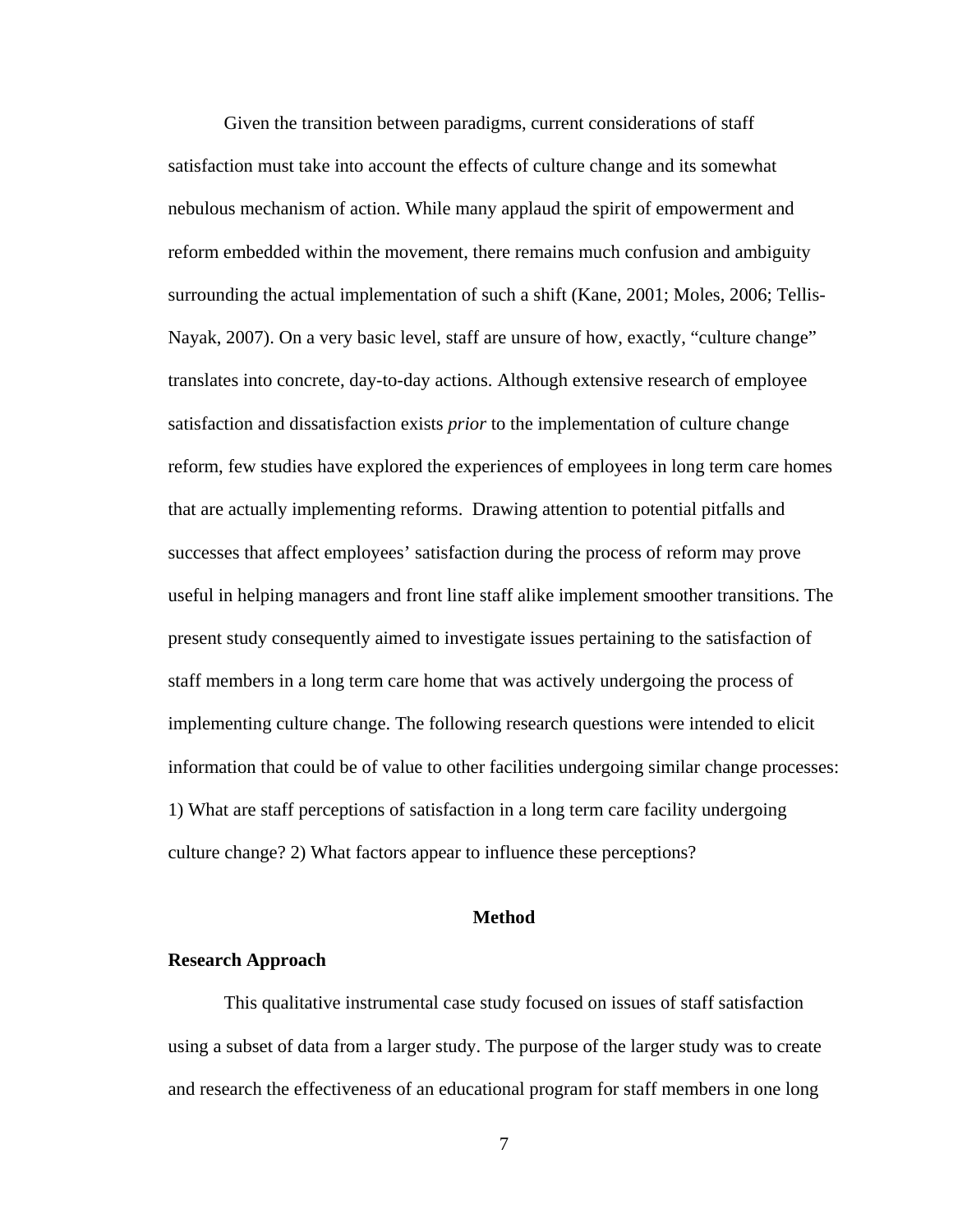Given the transition between paradigms, current considerations of staff satisfaction must take into account the effects of culture change and its somewhat nebulous mechanism of action. While many applaud the spirit of empowerment and reform embedded within the movement, there remains much confusion and ambiguity surrounding the actual implementation of such a shift (Kane, 2001; Moles, 2006; Tellis-Nayak, 2007). On a very basic level, staff are unsure of how, exactly, "culture change" translates into concrete, day-to-day actions. Although extensive research of employee satisfaction and dissatisfaction exists *prior* to the implementation of culture change reform, few studies have explored the experiences of employees in long term care homes that are actually implementing reforms. Drawing attention to potential pitfalls and successes that affect employees' satisfaction during the process of reform may prove useful in helping managers and front line staff alike implement smoother transitions. The present study consequently aimed to investigate issues pertaining to the satisfaction of staff members in a long term care home that was actively undergoing the process of implementing culture change. The following research questions were intended to elicit information that could be of value to other facilities undergoing similar change processes: 1) What are staff perceptions of satisfaction in a long term care facility undergoing culture change? 2) What factors appear to influence these perceptions?

## Method

### Research Approach

This qualitative instrumental case study focused on issues of staff satisfaction using a subset of data from a larger study. The purpose of the larger study was to create and research the effectiveness of an educational program for staff members in one long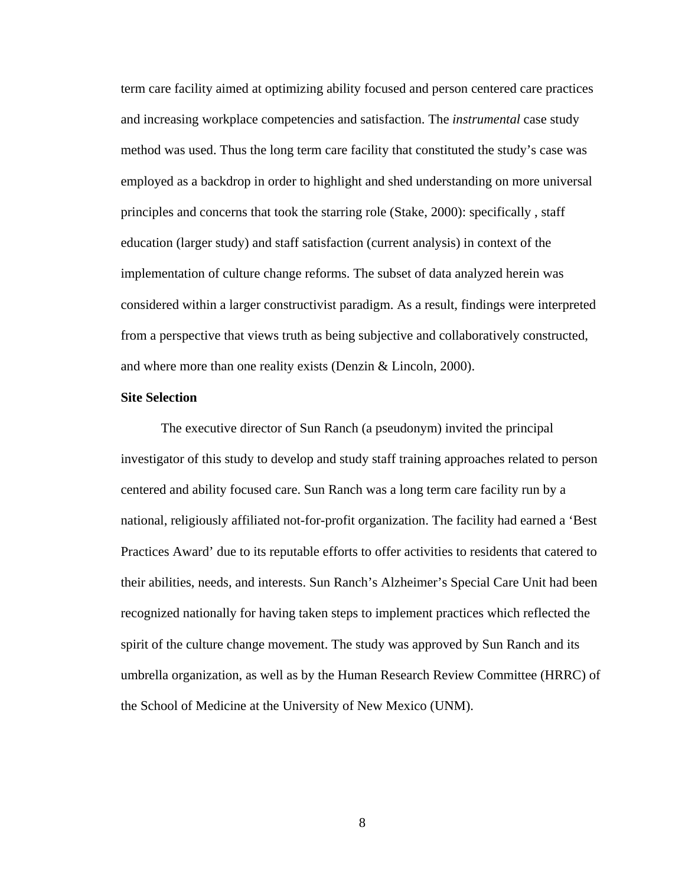term care facility aimed at optimizing ability focused and person centered care practices and increasing workplace competencies and satisfaction. The *instrumental* case study method was used. Thus the long term care facility that constituted the study's case was employed as a backdrop in order to highlight and shed understanding on more universal principles and concerns that took the starring role (Stake, 2000): specifically , staff education (larger study) and staff satisfaction (current analysis) in context of the implementation of culture change reforms. The subset of data analyzed herein was considered within a larger constructivist paradigm. As a result, findings were interpreted from a perspective that views truth as being subjective and collaboratively constructed, and where more than one reality exists (Denzin & Lincoln, 2000).

**Site Selection**

The executive director of Sun Ranch (a pseudonym) invited the principal investigator of this study to develop and study staff training approaches related to person centered and ability focused care. Sun Ranch was a long term care facility run by a national, religiously affiliated not-for-profit organization. The facility had earned a 'Best Practices Award' due to its reputable efforts to offer activities to residents that catered to their abilities, needs, and interests. Sun Ranch's Alzheimer's Special Care Unit had been recognized nationally for having taken steps to implement practices which reflected the spirit of the culture change movement. The study was approved by Sun Ranch and its umbrella organization, as well as by the Human Research Review Committee (HRRC) of the School of Medicine at the University of New Mexico (UNM).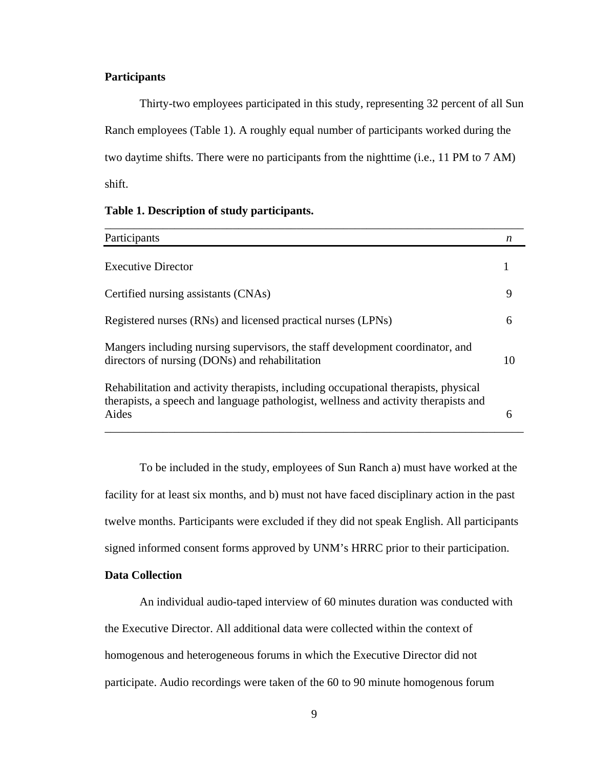**Participants**

Thirty-two employees participated in this study, representing 32 percent of all Sun Ranch employees (Table 1). A roughly equal number of participants worked during the two daytime shifts. There were no participants from the nighttime (i.e., 11 PM to 7 AM) shift.

**Table 1. Description of study participants.**

| Participants | *n* |
|---|---|
| Executive Director | 1 |
| Certified nursing assistants (CNAs) | 9 |
| Registered nurses (RNs) and licensed practical nurses (LPNs) | 6 |
| Mangers including nursing supervisors, the staff development coordinator, and directors of nursing (DONs) and rehabilitation | 10 |
| Rehabilitation and activity therapists, including occupational therapists, physical therapists, a speech and language pathologist, wellness and activity therapists and Aides | 6 |

To be included in the study, employees of Sun Ranch a) must have worked at the facility for at least six months, and b) must not have faced disciplinary action in the past twelve months. Participants were excluded if they did not speak English. All participants signed informed consent forms approved by UNM's HRRC prior to their participation.

**Data Collection**

An individual audio-taped interview of 60 minutes duration was conducted with the Executive Director. All additional data were collected within the context of homogenous and heterogeneous forums in which the Executive Director did not participate. Audio recordings were taken of the 60 to 90 minute homogenous forum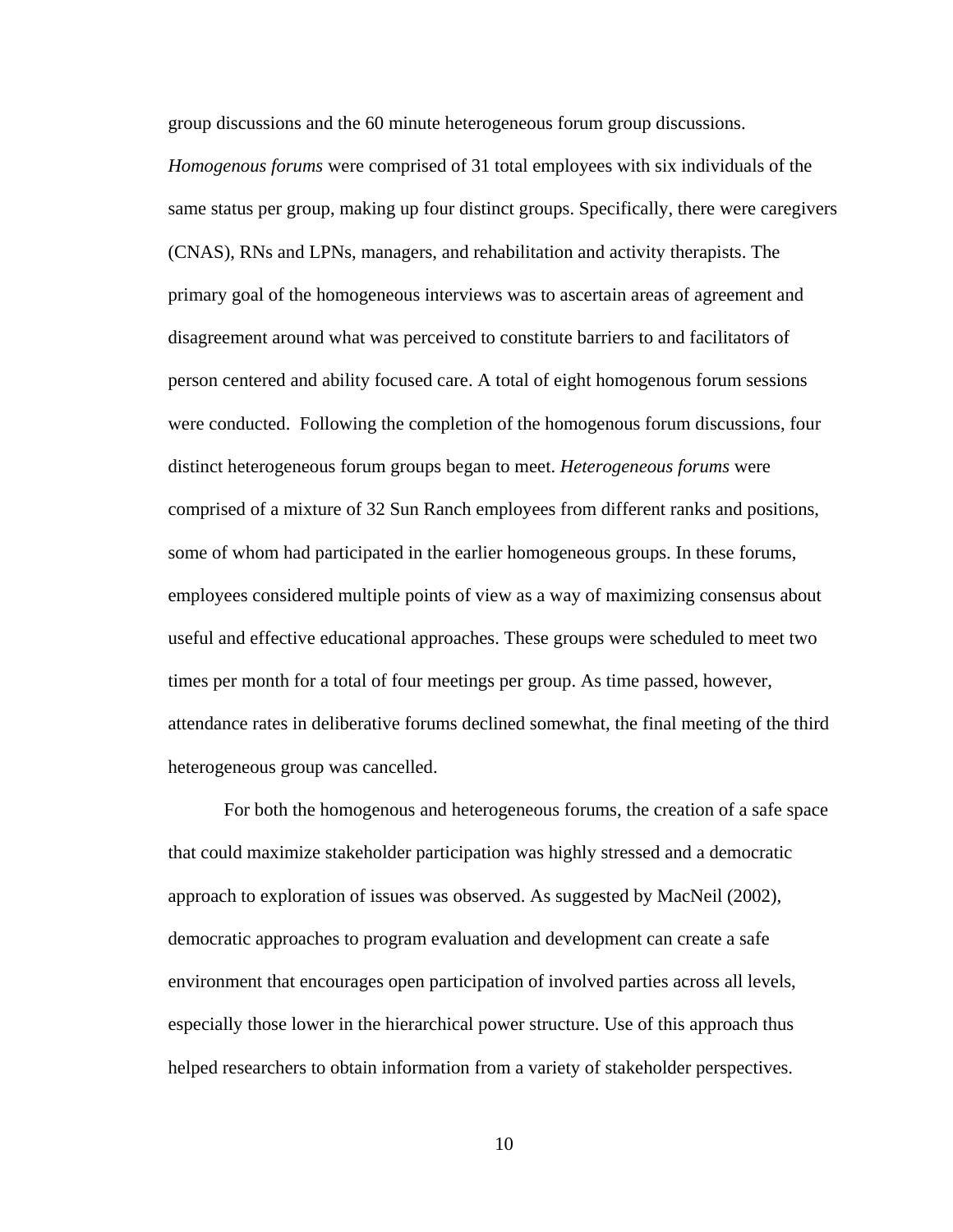group discussions and the 60 minute heterogeneous forum group discussions. *Homogenous forums* were comprised of 31 total employees with six individuals of the same status per group, making up four distinct groups. Specifically, there were caregivers (CNAS), RNs and LPNs, managers, and rehabilitation and activity therapists. The primary goal of the homogeneous interviews was to ascertain areas of agreement and disagreement around what was perceived to constitute barriers to and facilitators of person centered and ability focused care. A total of eight homogenous forum sessions were conducted. Following the completion of the homogenous forum discussions, four distinct heterogeneous forum groups began to meet. *Heterogeneous forums* were comprised of a mixture of 32 Sun Ranch employees from different ranks and positions, some of whom had participated in the earlier homogeneous groups. In these forums, employees considered multiple points of view as a way of maximizing consensus about useful and effective educational approaches. These groups were scheduled to meet two times per month for a total of four meetings per group. As time passed, however, attendance rates in deliberative forums declined somewhat, the final meeting of the third heterogeneous group was cancelled.

For both the homogenous and heterogeneous forums, the creation of a safe space that could maximize stakeholder participation was highly stressed and a democratic approach to exploration of issues was observed. As suggested by MacNeil (2002), democratic approaches to program evaluation and development can create a safe environment that encourages open participation of involved parties across all levels, especially those lower in the hierarchical power structure. Use of this approach thus helped researchers to obtain information from a variety of stakeholder perspectives.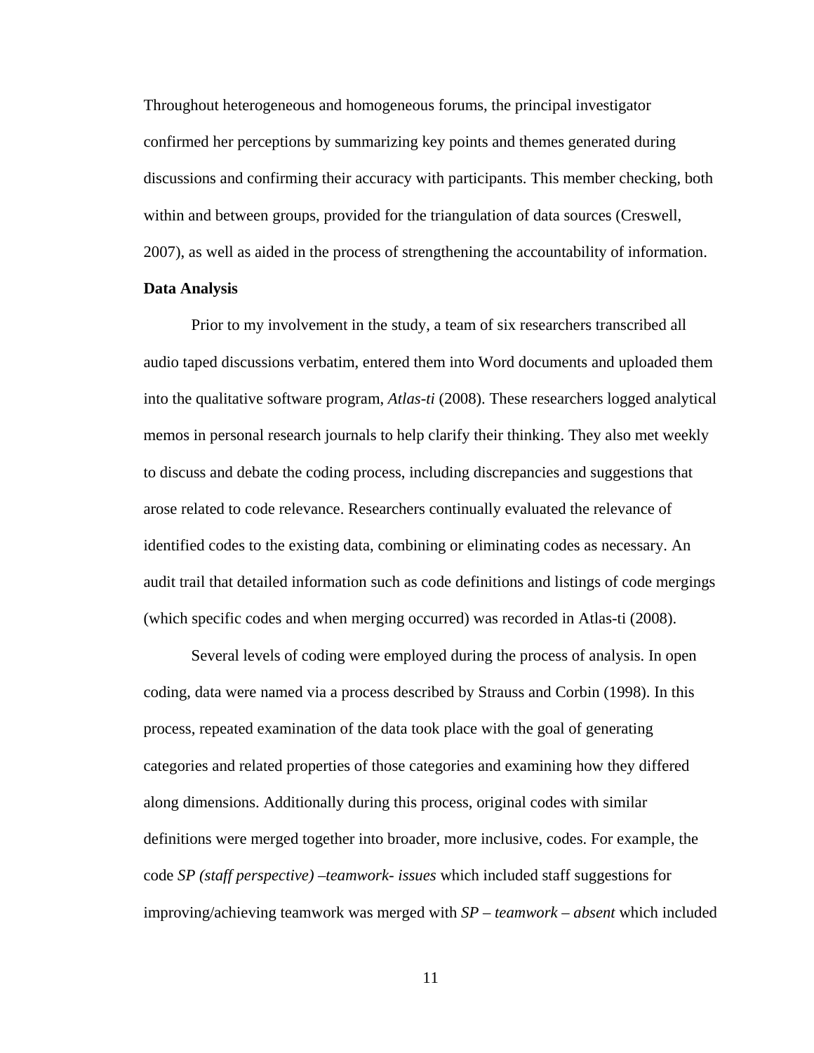Throughout heterogeneous and homogeneous forums, the principal investigator confirmed her perceptions by summarizing key points and themes generated during discussions and confirming their accuracy with participants. This member checking, both within and between groups, provided for the triangulation of data sources (Creswell, 2007), as well as aided in the process of strengthening the accountability of information.

**Data Analysis**

Prior to my involvement in the study, a team of six researchers transcribed all audio taped discussions verbatim, entered them into Word documents and uploaded them into the qualitative software program, *Atlas-ti* (2008). These researchers logged analytical memos in personal research journals to help clarify their thinking. They also met weekly to discuss and debate the coding process, including discrepancies and suggestions that arose related to code relevance. Researchers continually evaluated the relevance of identified codes to the existing data, combining or eliminating codes as necessary. An audit trail that detailed information such as code definitions and listings of code mergings (which specific codes and when merging occurred) was recorded in Atlas-ti (2008).

Several levels of coding were employed during the process of analysis. In open coding, data were named via a process described by Strauss and Corbin (1998). In this process, repeated examination of the data took place with the goal of generating categories and related properties of those categories and examining how they differed along dimensions. Additionally during this process, original codes with similar definitions were merged together into broader, more inclusive, codes. For example, the code *SP (staff perspective) –teamwork- issues* which included staff suggestions for improving/achieving teamwork was merged with *SP – teamwork – absent* which included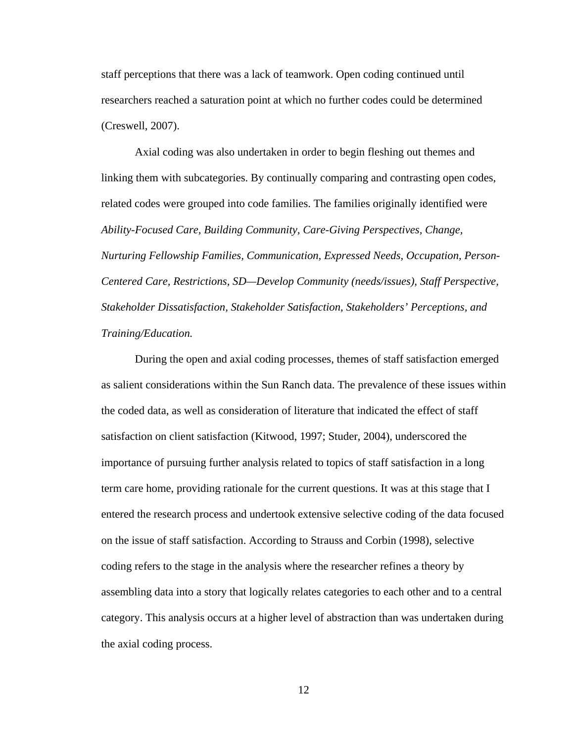staff perceptions that there was a lack of teamwork. Open coding continued until researchers reached a saturation point at which no further codes could be determined (Creswell, 2007).

Axial coding was also undertaken in order to begin fleshing out themes and linking them with subcategories. By continually comparing and contrasting open codes, related codes were grouped into code families. The families originally identified were *Ability-Focused Care, Building Community, Care-Giving Perspectives, Change, Nurturing Fellowship Families, Communication, Expressed Needs, Occupation, Person-Centered Care, Restrictions, SD—Develop Community (needs/issues), Staff Perspective, Stakeholder Dissatisfaction, Stakeholder Satisfaction, Stakeholders' Perceptions, and Training/Education.*

During the open and axial coding processes, themes of staff satisfaction emerged as salient considerations within the Sun Ranch data. The prevalence of these issues within the coded data, as well as consideration of literature that indicated the effect of staff satisfaction on client satisfaction (Kitwood, 1997; Studer, 2004), underscored the importance of pursuing further analysis related to topics of staff satisfaction in a long term care home, providing rationale for the current questions. It was at this stage that I entered the research process and undertook extensive selective coding of the data focused on the issue of staff satisfaction. According to Strauss and Corbin (1998), selective coding refers to the stage in the analysis where the researcher refines a theory by assembling data into a story that logically relates categories to each other and to a central category. This analysis occurs at a higher level of abstraction than was undertaken during the axial coding process.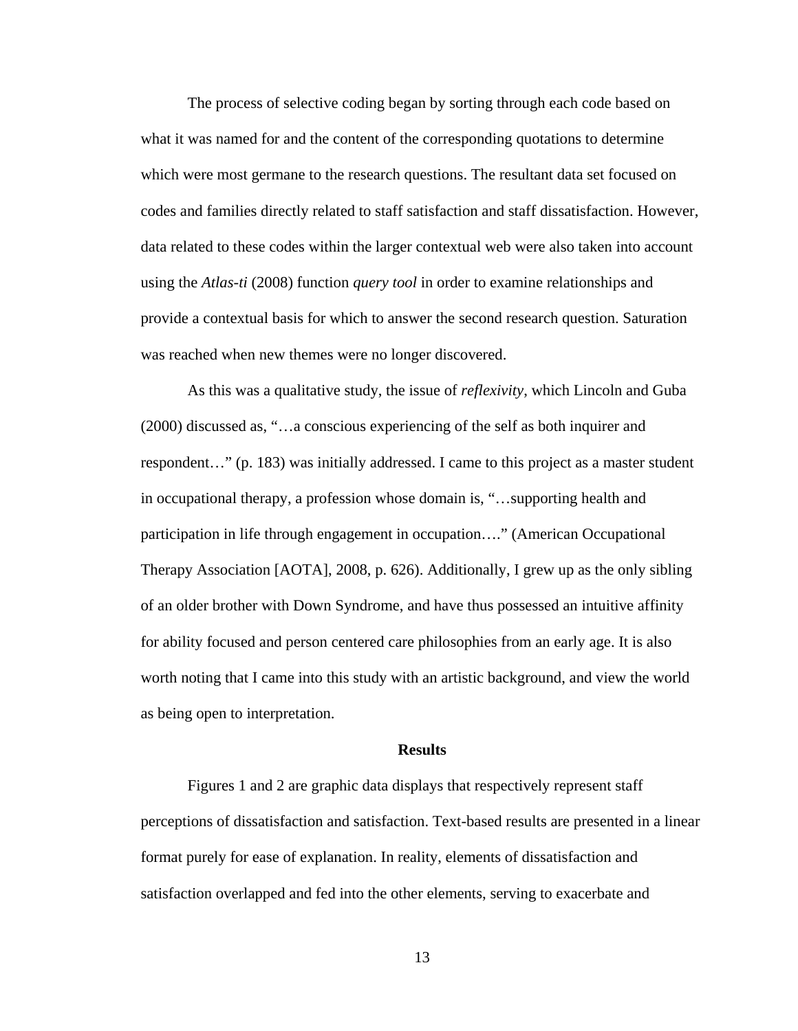The process of selective coding began by sorting through each code based on what it was named for and the content of the corresponding quotations to determine which were most germane to the research questions. The resultant data set focused on codes and families directly related to staff satisfaction and staff dissatisfaction. However, data related to these codes within the larger contextual web were also taken into account using the *Atlas-ti* (2008) function *query tool* in order to examine relationships and provide a contextual basis for which to answer the second research question. Saturation was reached when new themes were no longer discovered.

As this was a qualitative study, the issue of *reflexivity*, which Lincoln and Guba (2000) discussed as, "…a conscious experiencing of the self as both inquirer and respondent…" (p. 183) was initially addressed. I came to this project as a master student in occupational therapy, a profession whose domain is, "…supporting health and participation in life through engagement in occupation…." (American Occupational Therapy Association [AOTA], 2008, p. 626). Additionally, I grew up as the only sibling of an older brother with Down Syndrome, and have thus possessed an intuitive affinity for ability focused and person centered care philosophies from an early age. It is also worth noting that I came into this study with an artistic background, and view the world as being open to interpretation.

## Results

Figures 1 and 2 are graphic data displays that respectively represent staff perceptions of dissatisfaction and satisfaction. Text-based results are presented in a linear format purely for ease of explanation. In reality, elements of dissatisfaction and satisfaction overlapped and fed into the other elements, serving to exacerbate and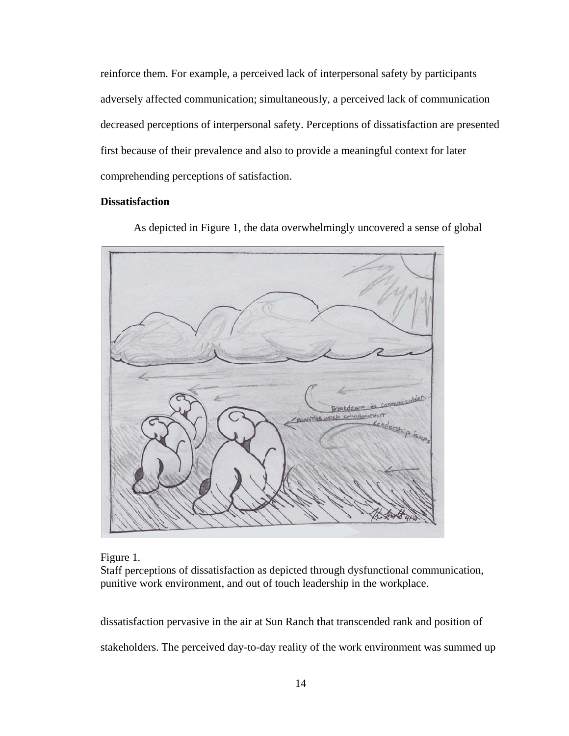reinforce them. For example, a perceived lack of interpersonal safety by participants adversely affected communication; simultaneously, a perceived lack of communication decreased perceptions of interpersonal safety. Perceptions of dissatisfaction are presented first because of their prevalence and also to provide a meaningful context for later comprehending perceptions of satisfaction.

## Dissatisfaction

As depicted in Figure 1, the data overwhelmingly uncovered a sense of global

Figure 1.
Staff perceptions of dissatisfaction as depicted through dysfunctional communication, punitive work environment, and out of touch leadership in the workplace.

dissatisfaction pervasive in the air at Sun Ranch that transcended rank and position of stakeholders. The perceived day-to-day reality of the work environment was summed up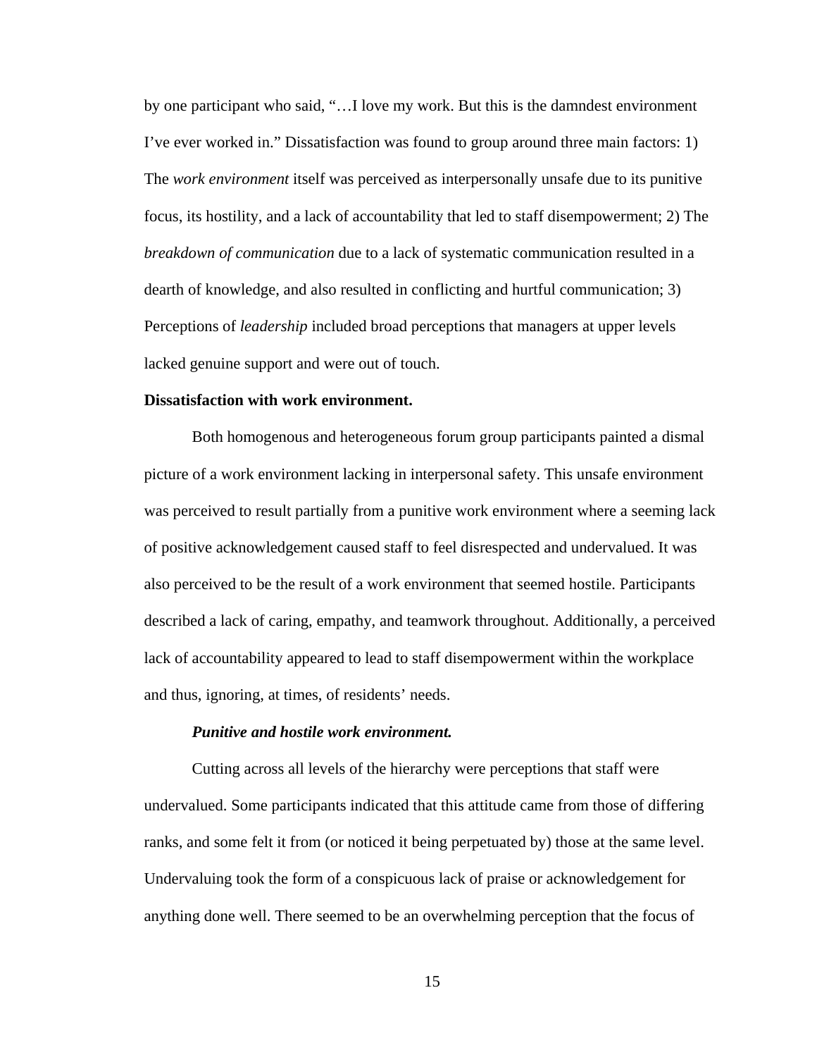by one participant who said, "…I love my work. But this is the damndest environment I've ever worked in." Dissatisfaction was found to group around three main factors: 1) The *work environment* itself was perceived as interpersonally unsafe due to its punitive focus, its hostility, and a lack of accountability that led to staff disempowerment; 2) The *breakdown of communication* due to a lack of systematic communication resulted in a dearth of knowledge, and also resulted in conflicting and hurtful communication; 3) Perceptions of *leadership* included broad perceptions that managers at upper levels lacked genuine support and were out of touch.

**Dissatisfaction with work environment.**

Both homogenous and heterogeneous forum group participants painted a dismal picture of a work environment lacking in interpersonal safety. This unsafe environment was perceived to result partially from a punitive work environment where a seeming lack of positive acknowledgement caused staff to feel disrespected and undervalued. It was also perceived to be the result of a work environment that seemed hostile. Participants described a lack of caring, empathy, and teamwork throughout. Additionally, a perceived lack of accountability appeared to lead to staff disempowerment within the workplace and thus, ignoring, at times, of residents' needs.

***Punitive and hostile work environment.***

Cutting across all levels of the hierarchy were perceptions that staff were undervalued. Some participants indicated that this attitude came from those of differing ranks, and some felt it from (or noticed it being perpetuated by) those at the same level. Undervaluing took the form of a conspicuous lack of praise or acknowledgement for anything done well. There seemed to be an overwhelming perception that the focus of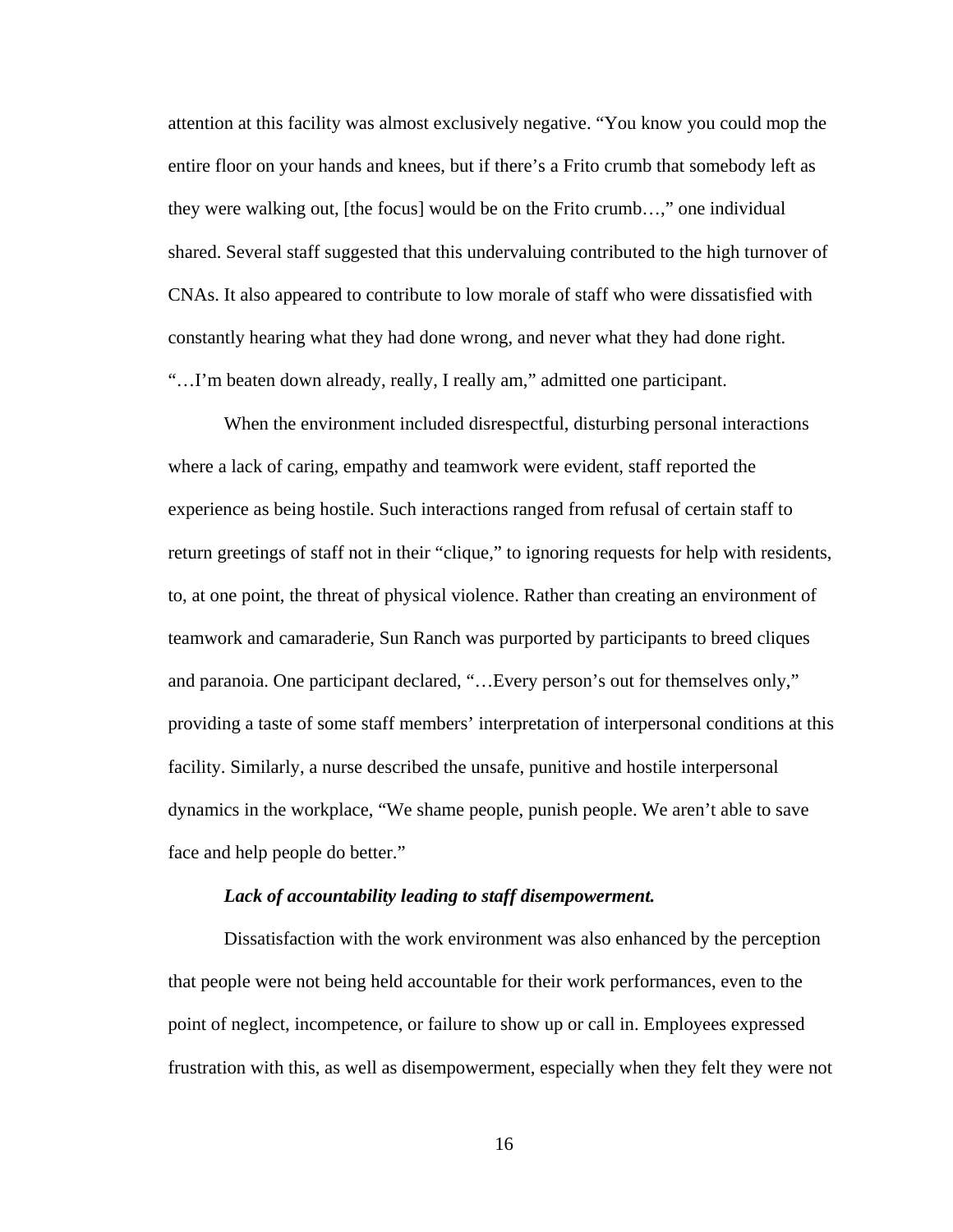attention at this facility was almost exclusively negative. "You know you could mop the entire floor on your hands and knees, but if there's a Frito crumb that somebody left as they were walking out, [the focus] would be on the Frito crumb…," one individual shared. Several staff suggested that this undervaluing contributed to the high turnover of CNAs. It also appeared to contribute to low morale of staff who were dissatisfied with constantly hearing what they had done wrong, and never what they had done right. "…I'm beaten down already, really, I really am," admitted one participant.

When the environment included disrespectful, disturbing personal interactions where a lack of caring, empathy and teamwork were evident, staff reported the experience as being hostile. Such interactions ranged from refusal of certain staff to return greetings of staff not in their "clique," to ignoring requests for help with residents, to, at one point, the threat of physical violence. Rather than creating an environment of teamwork and camaraderie, Sun Ranch was purported by participants to breed cliques and paranoia. One participant declared, "…Every person's out for themselves only," providing a taste of some staff members' interpretation of interpersonal conditions at this facility. Similarly, a nurse described the unsafe, punitive and hostile interpersonal dynamics in the workplace, "We shame people, punish people. We aren't able to save face and help people do better."

***Lack of accountability leading to staff disempowerment.***

Dissatisfaction with the work environment was also enhanced by the perception that people were not being held accountable for their work performances, even to the point of neglect, incompetence, or failure to show up or call in. Employees expressed frustration with this, as well as disempowerment, especially when they felt they were not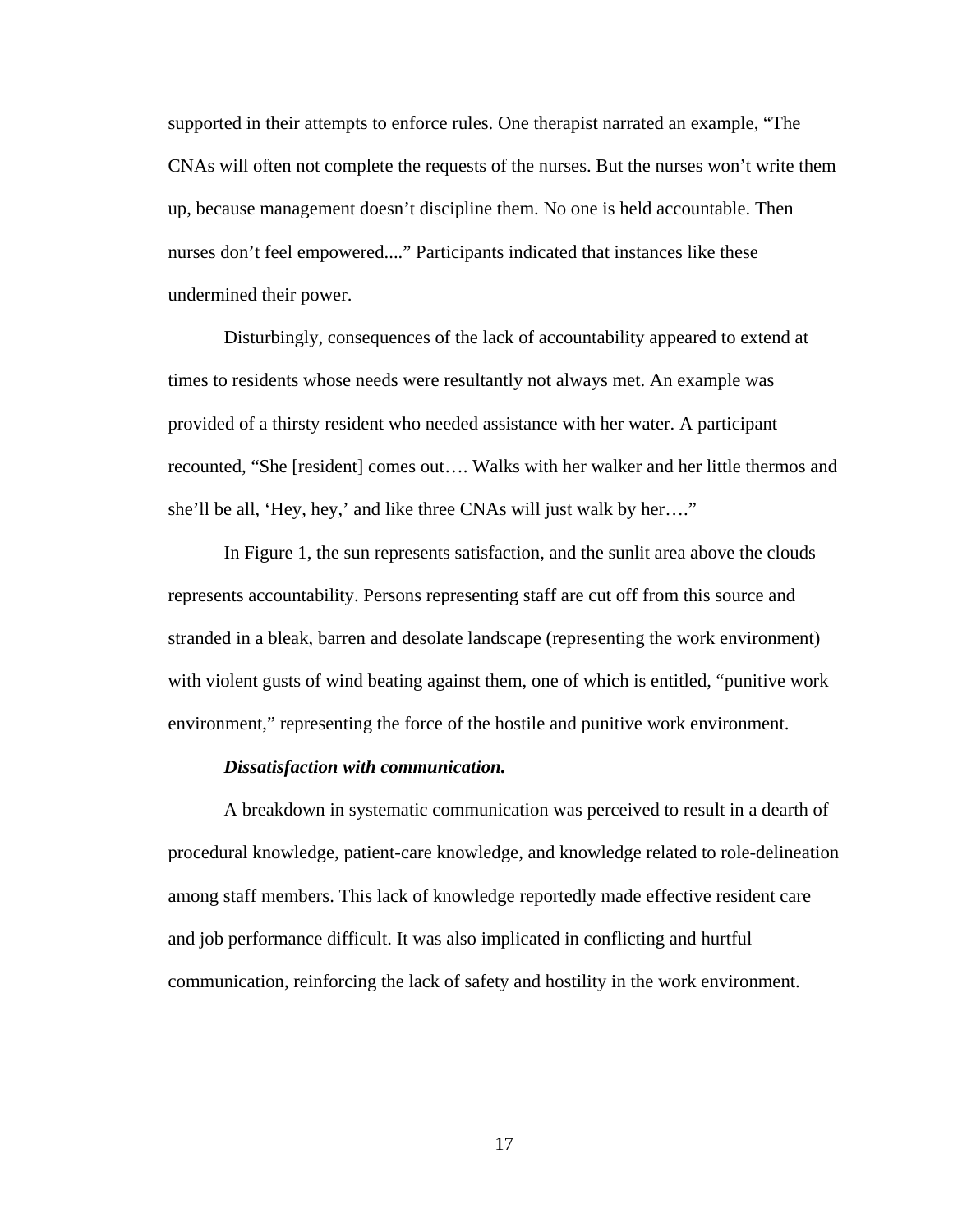supported in their attempts to enforce rules. One therapist narrated an example, "The CNAs will often not complete the requests of the nurses. But the nurses won't write them up, because management doesn't discipline them. No one is held accountable. Then nurses don't feel empowered...." Participants indicated that instances like these undermined their power.

Disturbingly, consequences of the lack of accountability appeared to extend at times to residents whose needs were resultantly not always met. An example was provided of a thirsty resident who needed assistance with her water. A participant recounted, "She [resident] comes out…. Walks with her walker and her little thermos and she'll be all, 'Hey, hey,' and like three CNAs will just walk by her…."

In Figure 1, the sun represents satisfaction, and the sunlit area above the clouds represents accountability. Persons representing staff are cut off from this source and stranded in a bleak, barren and desolate landscape (representing the work environment) with violent gusts of wind beating against them, one of which is entitled, "punitive work environment," representing the force of the hostile and punitive work environment.

***Dissatisfaction with communication.***

A breakdown in systematic communication was perceived to result in a dearth of procedural knowledge, patient-care knowledge, and knowledge related to role-delineation among staff members. This lack of knowledge reportedly made effective resident care and job performance difficult. It was also implicated in conflicting and hurtful communication, reinforcing the lack of safety and hostility in the work environment.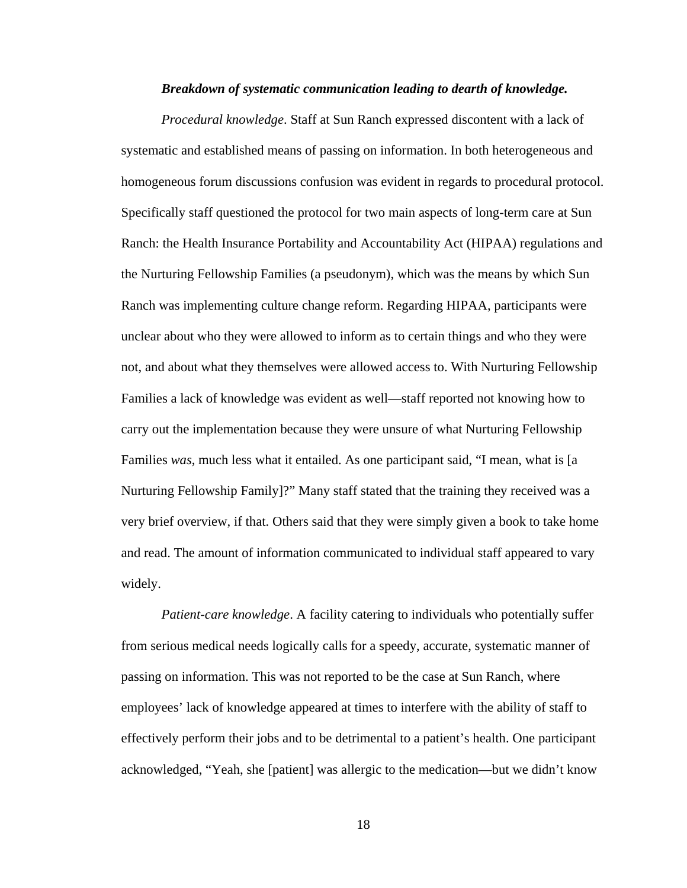***Breakdown of systematic communication leading to dearth of knowledge.***

*Procedural knowledge*. Staff at Sun Ranch expressed discontent with a lack of systematic and established means of passing on information. In both heterogeneous and homogeneous forum discussions confusion was evident in regards to procedural protocol. Specifically staff questioned the protocol for two main aspects of long-term care at Sun Ranch: the Health Insurance Portability and Accountability Act (HIPAA) regulations and the Nurturing Fellowship Families (a pseudonym), which was the means by which Sun Ranch was implementing culture change reform. Regarding HIPAA, participants were unclear about who they were allowed to inform as to certain things and who they were not, and about what they themselves were allowed access to. With Nurturing Fellowship Families a lack of knowledge was evident as well—staff reported not knowing how to carry out the implementation because they were unsure of what Nurturing Fellowship Families *was*, much less what it entailed. As one participant said, "I mean, what is [a Nurturing Fellowship Family]?" Many staff stated that the training they received was a very brief overview, if that. Others said that they were simply given a book to take home and read. The amount of information communicated to individual staff appeared to vary widely.

*Patient-care knowledge*. A facility catering to individuals who potentially suffer from serious medical needs logically calls for a speedy, accurate, systematic manner of passing on information. This was not reported to be the case at Sun Ranch, where employees' lack of knowledge appeared at times to interfere with the ability of staff to effectively perform their jobs and to be detrimental to a patient's health. One participant acknowledged, "Yeah, she [patient] was allergic to the medication—but we didn't know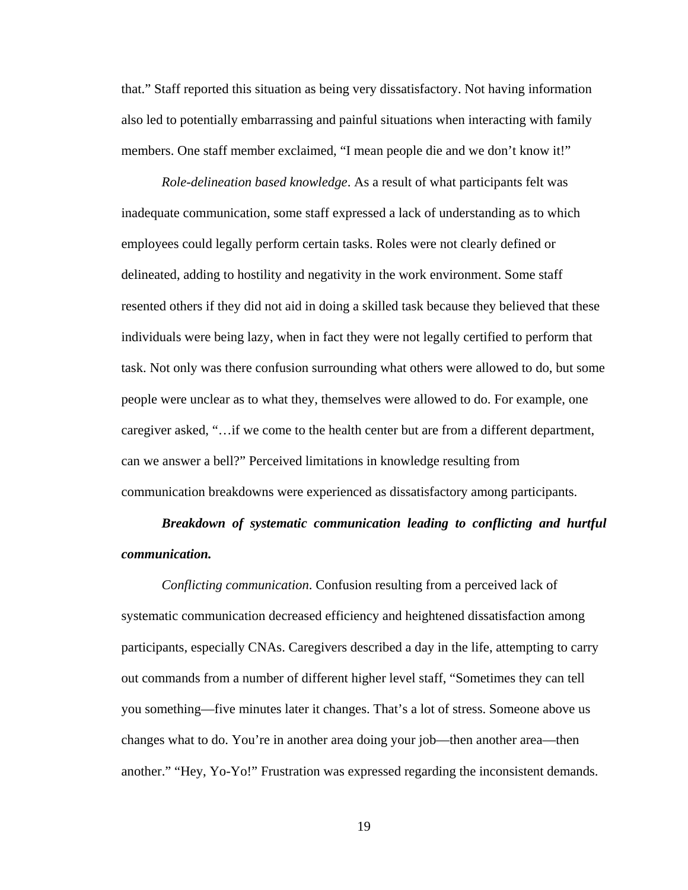that." Staff reported this situation as being very dissatisfactory. Not having information also led to potentially embarrassing and painful situations when interacting with family members. One staff member exclaimed, "I mean people die and we don't know it!"

*Role-delineation based knowledge*. As a result of what participants felt was inadequate communication, some staff expressed a lack of understanding as to which employees could legally perform certain tasks. Roles were not clearly defined or delineated, adding to hostility and negativity in the work environment. Some staff resented others if they did not aid in doing a skilled task because they believed that these individuals were being lazy, when in fact they were not legally certified to perform that task. Not only was there confusion surrounding what others were allowed to do, but some people were unclear as to what they, themselves were allowed to do. For example, one caregiver asked, "…if we come to the health center but are from a different department, can we answer a bell?" Perceived limitations in knowledge resulting from communication breakdowns were experienced as dissatisfactory among participants.

***Breakdown of systematic communication leading to conflicting and hurtful communication.***

*Conflicting communication*. Confusion resulting from a perceived lack of systematic communication decreased efficiency and heightened dissatisfaction among participants, especially CNAs. Caregivers described a day in the life, attempting to carry out commands from a number of different higher level staff, "Sometimes they can tell you something—five minutes later it changes. That's a lot of stress. Someone above us changes what to do. You're in another area doing your job—then another area—then another." "Hey, Yo-Yo!" Frustration was expressed regarding the inconsistent demands.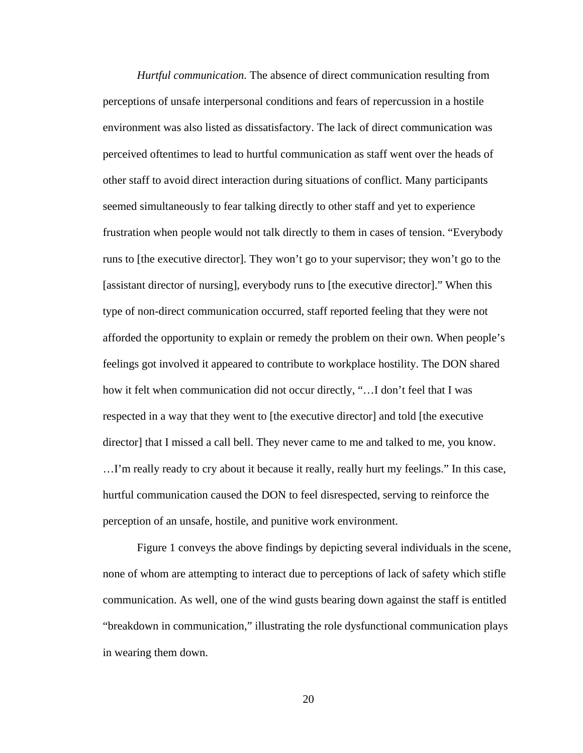*Hurtful communication.* The absence of direct communication resulting from perceptions of unsafe interpersonal conditions and fears of repercussion in a hostile environment was also listed as dissatisfactory. The lack of direct communication was perceived oftentimes to lead to hurtful communication as staff went over the heads of other staff to avoid direct interaction during situations of conflict. Many participants seemed simultaneously to fear talking directly to other staff and yet to experience frustration when people would not talk directly to them in cases of tension. "Everybody runs to [the executive director]. They won't go to your supervisor; they won't go to the [assistant director of nursing], everybody runs to [the executive director]." When this type of non-direct communication occurred, staff reported feeling that they were not afforded the opportunity to explain or remedy the problem on their own. When people's feelings got involved it appeared to contribute to workplace hostility. The DON shared how it felt when communication did not occur directly, "…I don't feel that I was respected in a way that they went to [the executive director] and told [the executive director] that I missed a call bell. They never came to me and talked to me, you know. …I'm really ready to cry about it because it really, really hurt my feelings." In this case, hurtful communication caused the DON to feel disrespected, serving to reinforce the perception of an unsafe, hostile, and punitive work environment.

Figure 1 conveys the above findings by depicting several individuals in the scene, none of whom are attempting to interact due to perceptions of lack of safety which stifle communication. As well, one of the wind gusts bearing down against the staff is entitled "breakdown in communication," illustrating the role dysfunctional communication plays in wearing them down.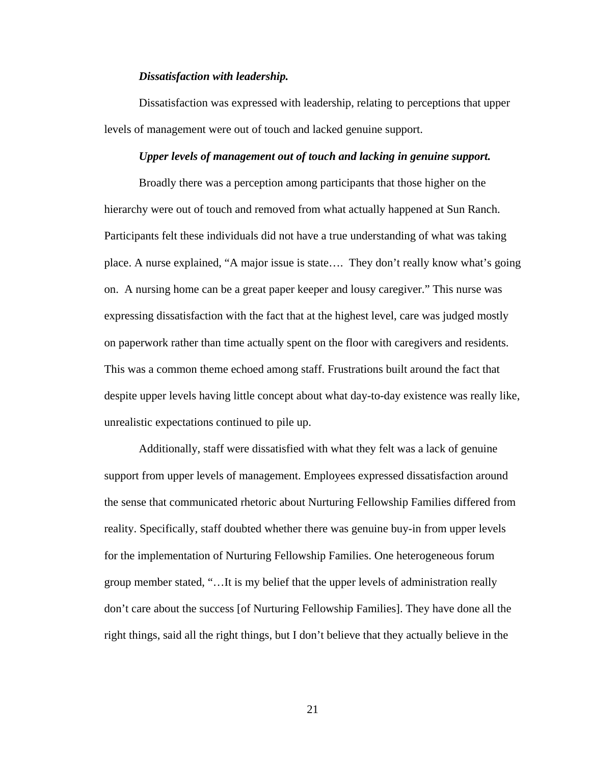***Dissatisfaction with leadership.***

Dissatisfaction was expressed with leadership, relating to perceptions that upper levels of management were out of touch and lacked genuine support.

***Upper levels of management out of touch and lacking in genuine support.***

Broadly there was a perception among participants that those higher on the hierarchy were out of touch and removed from what actually happened at Sun Ranch. Participants felt these individuals did not have a true understanding of what was taking place. A nurse explained, "A major issue is state…. They don't really know what's going on. A nursing home can be a great paper keeper and lousy caregiver." This nurse was expressing dissatisfaction with the fact that at the highest level, care was judged mostly on paperwork rather than time actually spent on the floor with caregivers and residents. This was a common theme echoed among staff. Frustrations built around the fact that despite upper levels having little concept about what day-to-day existence was really like, unrealistic expectations continued to pile up.

Additionally, staff were dissatisfied with what they felt was a lack of genuine support from upper levels of management. Employees expressed dissatisfaction around the sense that communicated rhetoric about Nurturing Fellowship Families differed from reality. Specifically, staff doubted whether there was genuine buy-in from upper levels for the implementation of Nurturing Fellowship Families. One heterogeneous forum group member stated, "…It is my belief that the upper levels of administration really don't care about the success [of Nurturing Fellowship Families]. They have done all the right things, said all the right things, but I don't believe that they actually believe in the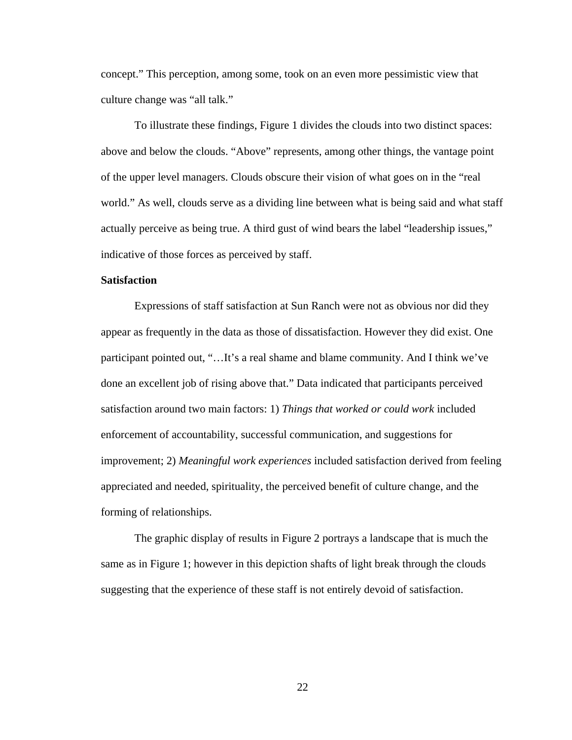concept." This perception, among some, took on an even more pessimistic view that culture change was "all talk."

To illustrate these findings, Figure 1 divides the clouds into two distinct spaces: above and below the clouds. "Above" represents, among other things, the vantage point of the upper level managers. Clouds obscure their vision of what goes on in the "real world." As well, clouds serve as a dividing line between what is being said and what staff actually perceive as being true. A third gust of wind bears the label "leadership issues," indicative of those forces as perceived by staff.

**Satisfaction**

Expressions of staff satisfaction at Sun Ranch were not as obvious nor did they appear as frequently in the data as those of dissatisfaction. However they did exist. One participant pointed out, "…It's a real shame and blame community. And I think we've done an excellent job of rising above that." Data indicated that participants perceived satisfaction around two main factors: 1) *Things that worked or could work* included enforcement of accountability, successful communication, and suggestions for improvement; 2) *Meaningful work experiences* included satisfaction derived from feeling appreciated and needed, spirituality, the perceived benefit of culture change, and the forming of relationships.

The graphic display of results in Figure 2 portrays a landscape that is much the same as in Figure 1; however in this depiction shafts of light break through the clouds suggesting that the experience of these staff is not entirely devoid of satisfaction.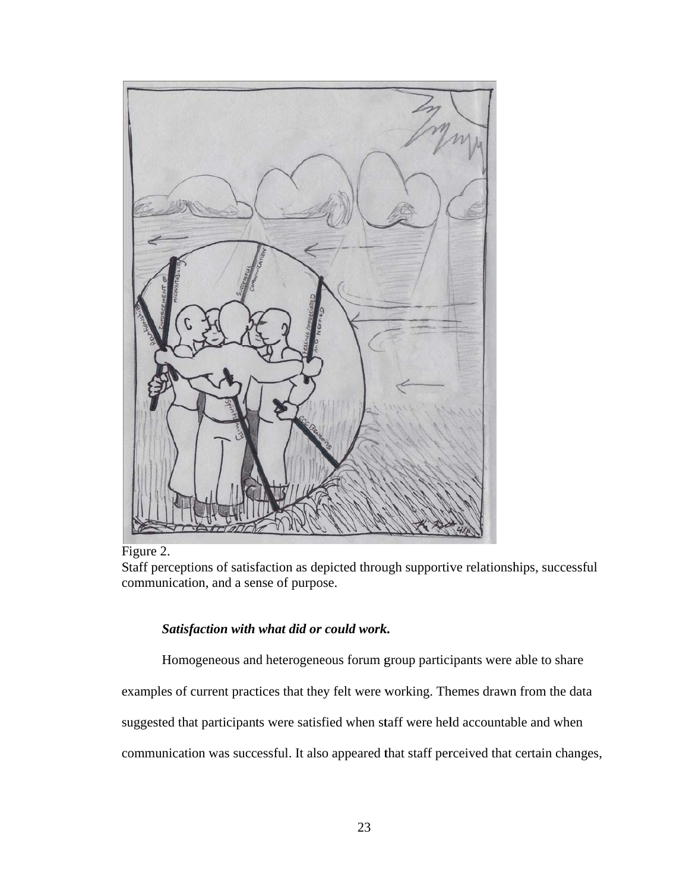Figure 2.
Staff perceptions of satisfaction as depicted through supportive relationships, successful communication, and a sense of purpose.

***Satisfaction with what did or could work.***

Homogeneous and heterogeneous forum group participants were able to share examples of current practices that they felt were working. Themes drawn from the data suggested that participants were satisfied when staff were held accountable and when communication was successful. It also appeared that staff perceived that certain changes,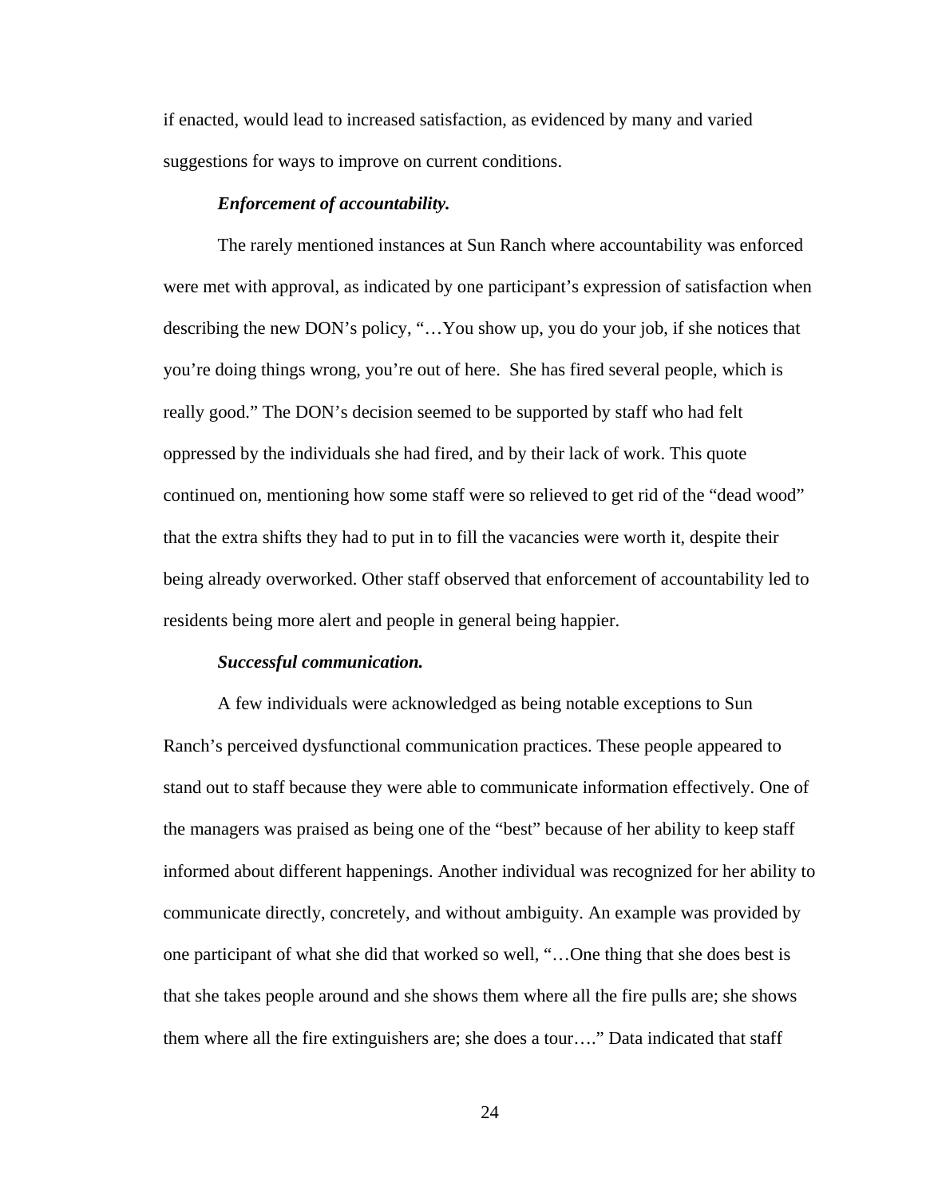if enacted, would lead to increased satisfaction, as evidenced by many and varied suggestions for ways to improve on current conditions.

***Enforcement of accountability.***

The rarely mentioned instances at Sun Ranch where accountability was enforced were met with approval, as indicated by one participant's expression of satisfaction when describing the new DON's policy, "…You show up, you do your job, if she notices that you're doing things wrong, you're out of here. She has fired several people, which is really good." The DON's decision seemed to be supported by staff who had felt oppressed by the individuals she had fired, and by their lack of work. This quote continued on, mentioning how some staff were so relieved to get rid of the "dead wood" that the extra shifts they had to put in to fill the vacancies were worth it, despite their being already overworked. Other staff observed that enforcement of accountability led to residents being more alert and people in general being happier.

***Successful communication.***

A few individuals were acknowledged as being notable exceptions to Sun Ranch's perceived dysfunctional communication practices. These people appeared to stand out to staff because they were able to communicate information effectively. One of the managers was praised as being one of the "best" because of her ability to keep staff informed about different happenings. Another individual was recognized for her ability to communicate directly, concretely, and without ambiguity. An example was provided by one participant of what she did that worked so well, "…One thing that she does best is that she takes people around and she shows them where all the fire pulls are; she shows them where all the fire extinguishers are; she does a tour…." Data indicated that staff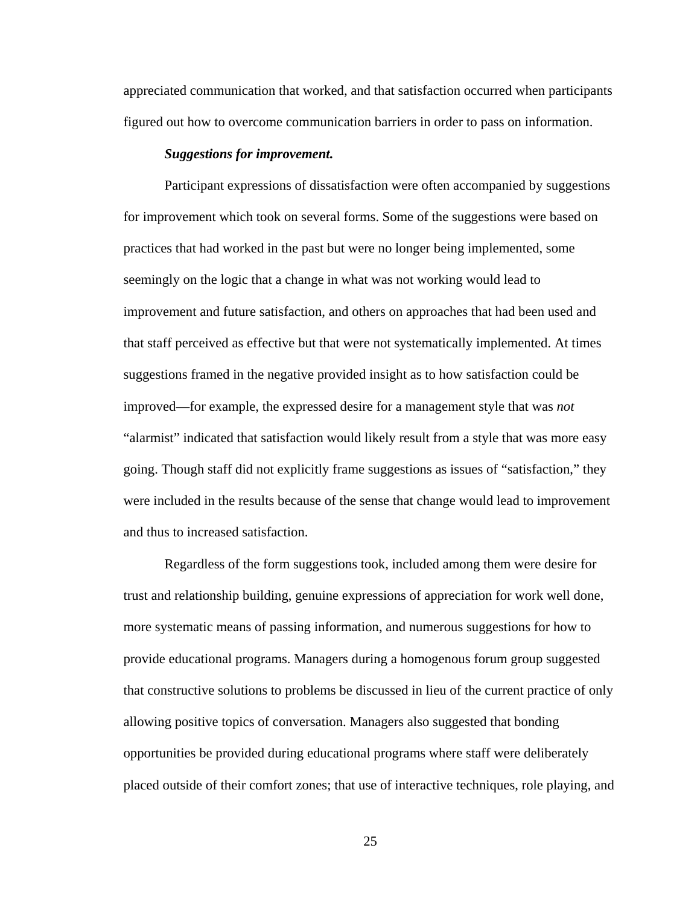appreciated communication that worked, and that satisfaction occurred when participants figured out how to overcome communication barriers in order to pass on information.

***Suggestions for improvement.***

Participant expressions of dissatisfaction were often accompanied by suggestions for improvement which took on several forms. Some of the suggestions were based on practices that had worked in the past but were no longer being implemented, some seemingly on the logic that a change in what was not working would lead to improvement and future satisfaction, and others on approaches that had been used and that staff perceived as effective but that were not systematically implemented. At times suggestions framed in the negative provided insight as to how satisfaction could be improved—for example, the expressed desire for a management style that was *not* "alarmist" indicated that satisfaction would likely result from a style that was more easy going. Though staff did not explicitly frame suggestions as issues of "satisfaction," they were included in the results because of the sense that change would lead to improvement and thus to increased satisfaction.

Regardless of the form suggestions took, included among them were desire for trust and relationship building, genuine expressions of appreciation for work well done, more systematic means of passing information, and numerous suggestions for how to provide educational programs. Managers during a homogenous forum group suggested that constructive solutions to problems be discussed in lieu of the current practice of only allowing positive topics of conversation. Managers also suggested that bonding opportunities be provided during educational programs where staff were deliberately placed outside of their comfort zones; that use of interactive techniques, role playing, and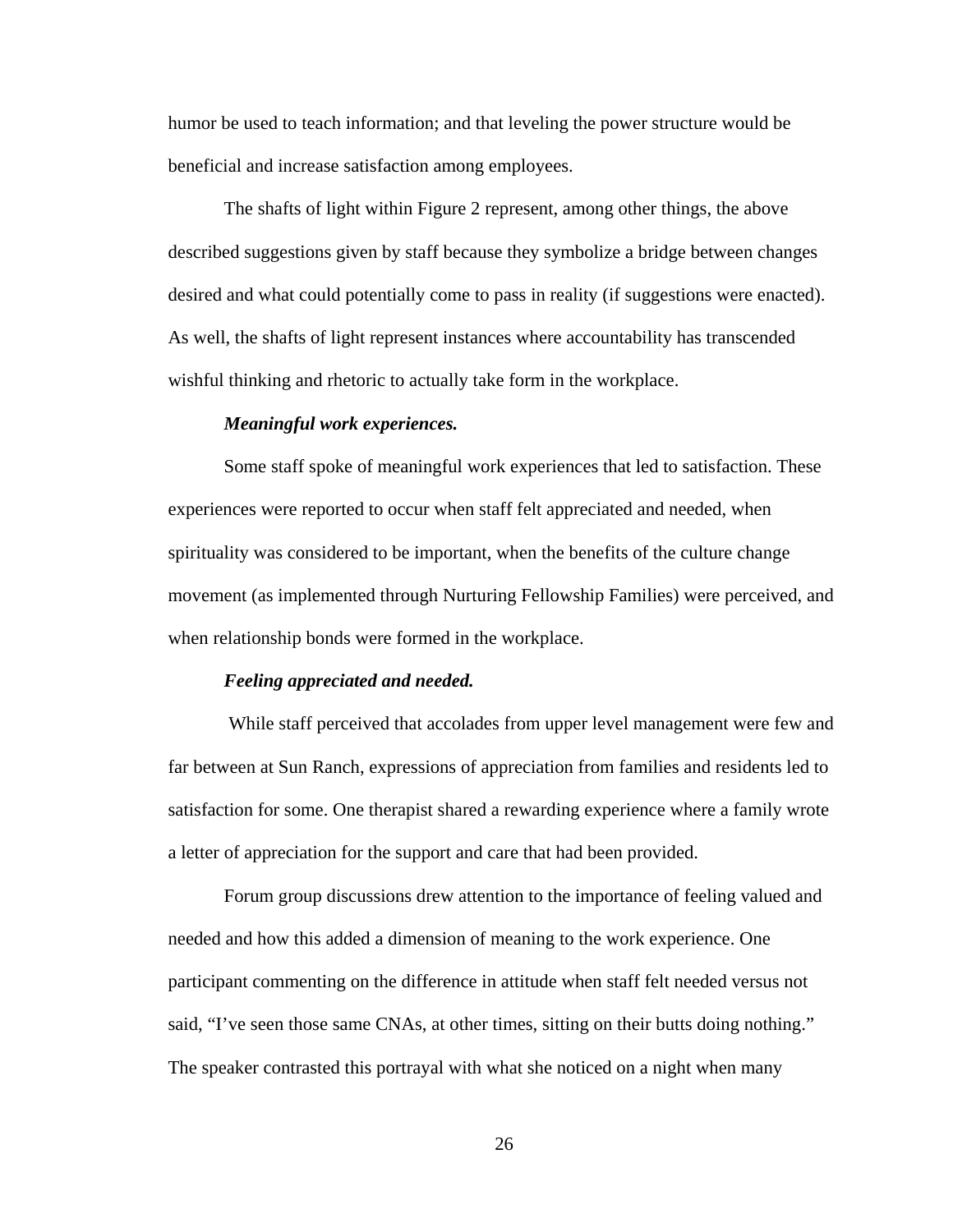humor be used to teach information; and that leveling the power structure would be beneficial and increase satisfaction among employees.

The shafts of light within Figure 2 represent, among other things, the above described suggestions given by staff because they symbolize a bridge between changes desired and what could potentially come to pass in reality (if suggestions were enacted). As well, the shafts of light represent instances where accountability has transcended wishful thinking and rhetoric to actually take form in the workplace.

***Meaningful work experiences.***

Some staff spoke of meaningful work experiences that led to satisfaction. These experiences were reported to occur when staff felt appreciated and needed, when spirituality was considered to be important, when the benefits of the culture change movement (as implemented through Nurturing Fellowship Families) were perceived, and when relationship bonds were formed in the workplace.

***Feeling appreciated and needed.***

While staff perceived that accolades from upper level management were few and far between at Sun Ranch, expressions of appreciation from families and residents led to satisfaction for some. One therapist shared a rewarding experience where a family wrote a letter of appreciation for the support and care that had been provided.

Forum group discussions drew attention to the importance of feeling valued and needed and how this added a dimension of meaning to the work experience. One participant commenting on the difference in attitude when staff felt needed versus not said, "I've seen those same CNAs, at other times, sitting on their butts doing nothing." The speaker contrasted this portrayal with what she noticed on a night when many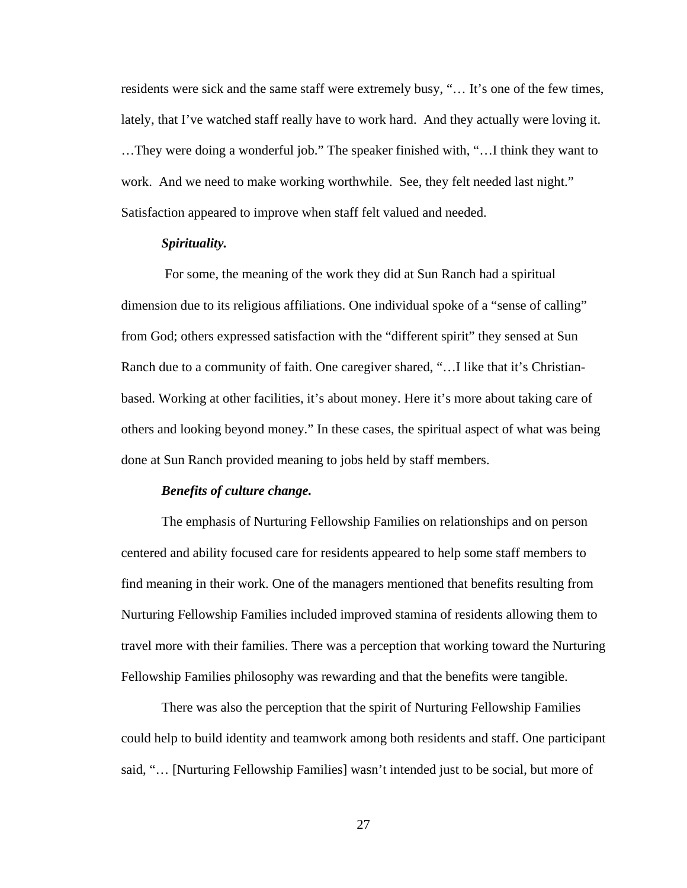residents were sick and the same staff were extremely busy, "… It's one of the few times, lately, that I've watched staff really have to work hard. And they actually were loving it. …They were doing a wonderful job." The speaker finished with, "…I think they want to work. And we need to make working worthwhile. See, they felt needed last night." Satisfaction appeared to improve when staff felt valued and needed.

#### ***Spirituality.***

For some, the meaning of the work they did at Sun Ranch had a spiritual dimension due to its religious affiliations. One individual spoke of a "sense of calling" from God; others expressed satisfaction with the "different spirit" they sensed at Sun Ranch due to a community of faith. One caregiver shared, "…I like that it's Christian-based. Working at other facilities, it's about money. Here it's more about taking care of others and looking beyond money." In these cases, the spiritual aspect of what was being done at Sun Ranch provided meaning to jobs held by staff members.

#### ***Benefits of culture change.***

The emphasis of Nurturing Fellowship Families on relationships and on person centered and ability focused care for residents appeared to help some staff members to find meaning in their work. One of the managers mentioned that benefits resulting from Nurturing Fellowship Families included improved stamina of residents allowing them to travel more with their families. There was a perception that working toward the Nurturing Fellowship Families philosophy was rewarding and that the benefits were tangible.

There was also the perception that the spirit of Nurturing Fellowship Families could help to build identity and teamwork among both residents and staff. One participant said, "… [Nurturing Fellowship Families] wasn't intended just to be social, but more of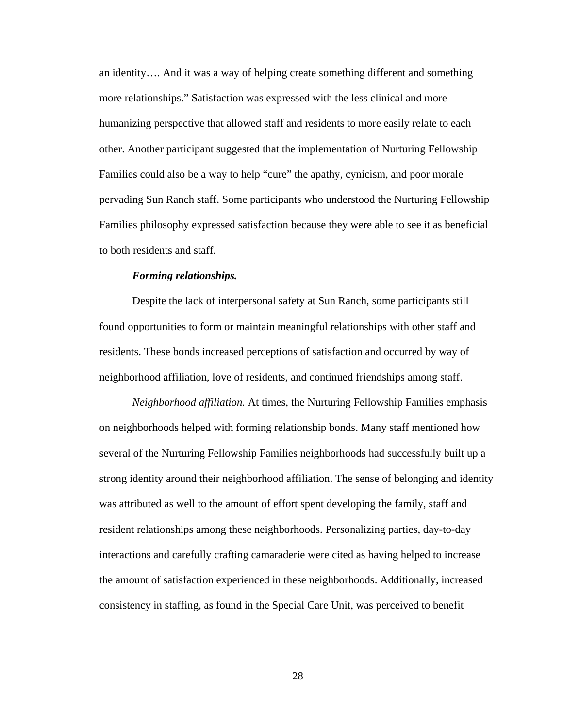an identity…. And it was a way of helping create something different and something more relationships." Satisfaction was expressed with the less clinical and more humanizing perspective that allowed staff and residents to more easily relate to each other. Another participant suggested that the implementation of Nurturing Fellowship Families could also be a way to help "cure" the apathy, cynicism, and poor morale pervading Sun Ranch staff. Some participants who understood the Nurturing Fellowship Families philosophy expressed satisfaction because they were able to see it as beneficial to both residents and staff.

***Forming relationships.***

Despite the lack of interpersonal safety at Sun Ranch, some participants still found opportunities to form or maintain meaningful relationships with other staff and residents. These bonds increased perceptions of satisfaction and occurred by way of neighborhood affiliation, love of residents, and continued friendships among staff.

*Neighborhood affiliation.* At times, the Nurturing Fellowship Families emphasis on neighborhoods helped with forming relationship bonds. Many staff mentioned how several of the Nurturing Fellowship Families neighborhoods had successfully built up a strong identity around their neighborhood affiliation. The sense of belonging and identity was attributed as well to the amount of effort spent developing the family, staff and resident relationships among these neighborhoods. Personalizing parties, day-to-day interactions and carefully crafting camaraderie were cited as having helped to increase the amount of satisfaction experienced in these neighborhoods. Additionally, increased consistency in staffing, as found in the Special Care Unit, was perceived to benefit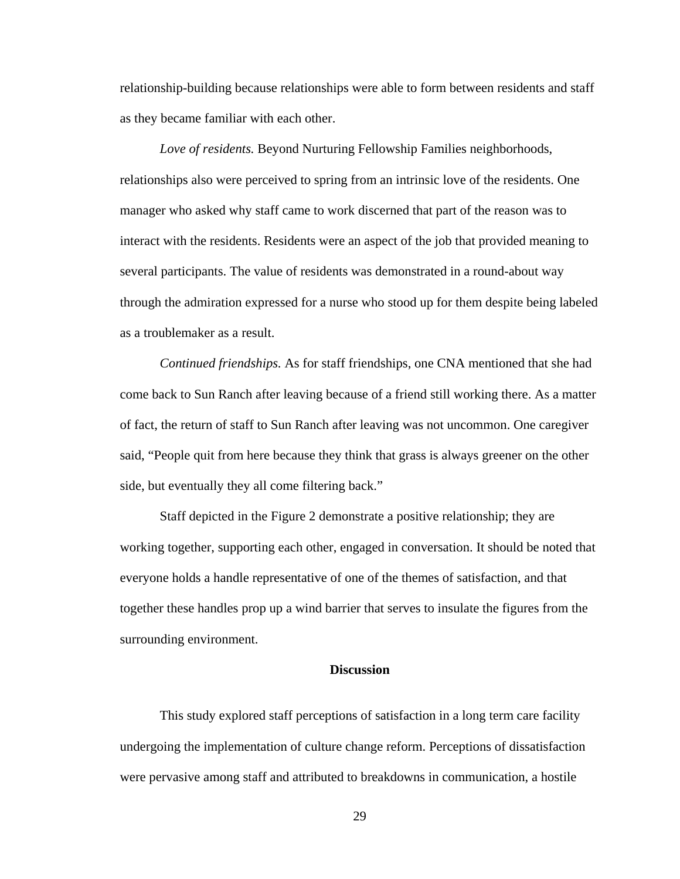relationship-building because relationships were able to form between residents and staff as they became familiar with each other.

*Love of residents.* Beyond Nurturing Fellowship Families neighborhoods, relationships also were perceived to spring from an intrinsic love of the residents. One manager who asked why staff came to work discerned that part of the reason was to interact with the residents. Residents were an aspect of the job that provided meaning to several participants. The value of residents was demonstrated in a round-about way through the admiration expressed for a nurse who stood up for them despite being labeled as a troublemaker as a result.

*Continued friendships.* As for staff friendships, one CNA mentioned that she had come back to Sun Ranch after leaving because of a friend still working there. As a matter of fact, the return of staff to Sun Ranch after leaving was not uncommon. One caregiver said, "People quit from here because they think that grass is always greener on the other side, but eventually they all come filtering back."

Staff depicted in the Figure 2 demonstrate a positive relationship; they are working together, supporting each other, engaged in conversation. It should be noted that everyone holds a handle representative of one of the themes of satisfaction, and that together these handles prop up a wind barrier that serves to insulate the figures from the surrounding environment.

## Discussion

This study explored staff perceptions of satisfaction in a long term care facility undergoing the implementation of culture change reform. Perceptions of dissatisfaction were pervasive among staff and attributed to breakdowns in communication, a hostile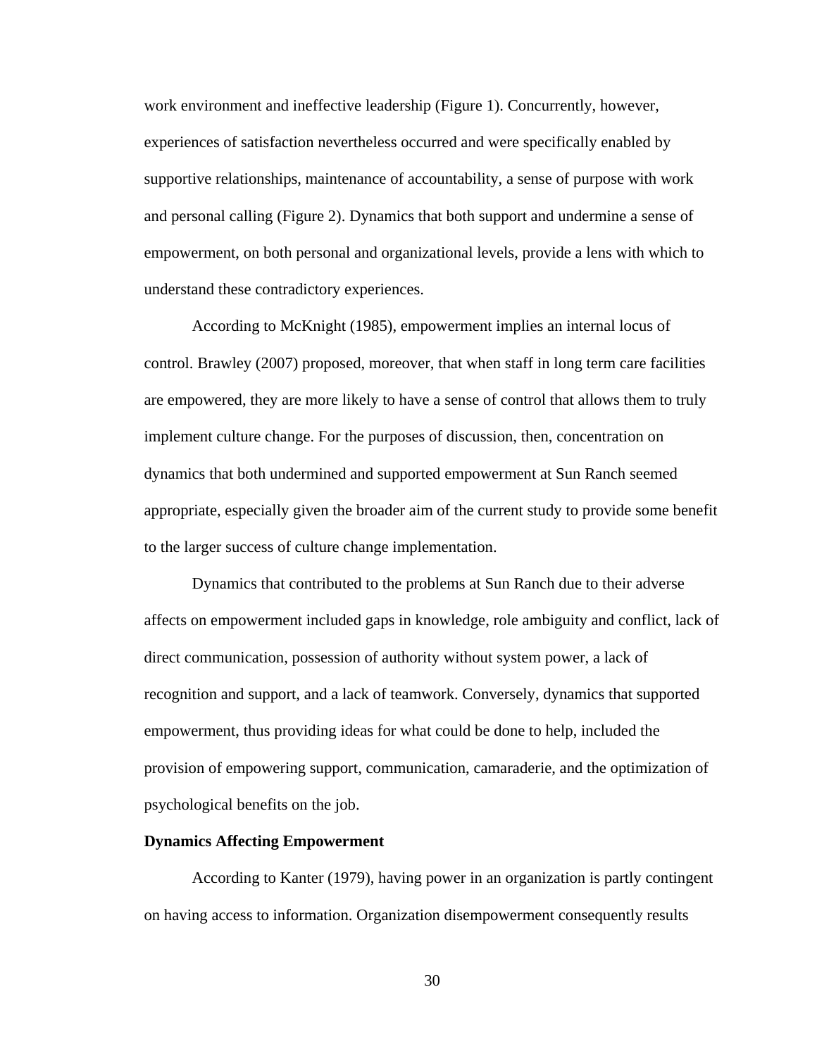work environment and ineffective leadership (Figure 1). Concurrently, however, experiences of satisfaction nevertheless occurred and were specifically enabled by supportive relationships, maintenance of accountability, a sense of purpose with work and personal calling (Figure 2). Dynamics that both support and undermine a sense of empowerment, on both personal and organizational levels, provide a lens with which to understand these contradictory experiences.

According to McKnight (1985), empowerment implies an internal locus of control. Brawley (2007) proposed, moreover, that when staff in long term care facilities are empowered, they are more likely to have a sense of control that allows them to truly implement culture change. For the purposes of discussion, then, concentration on dynamics that both undermined and supported empowerment at Sun Ranch seemed appropriate, especially given the broader aim of the current study to provide some benefit to the larger success of culture change implementation.

Dynamics that contributed to the problems at Sun Ranch due to their adverse affects on empowerment included gaps in knowledge, role ambiguity and conflict, lack of direct communication, possession of authority without system power, a lack of recognition and support, and a lack of teamwork. Conversely, dynamics that supported empowerment, thus providing ideas for what could be done to help, included the provision of empowering support, communication, camaraderie, and the optimization of psychological benefits on the job.

**Dynamics Affecting Empowerment**

According to Kanter (1979), having power in an organization is partly contingent on having access to information. Organization disempowerment consequently results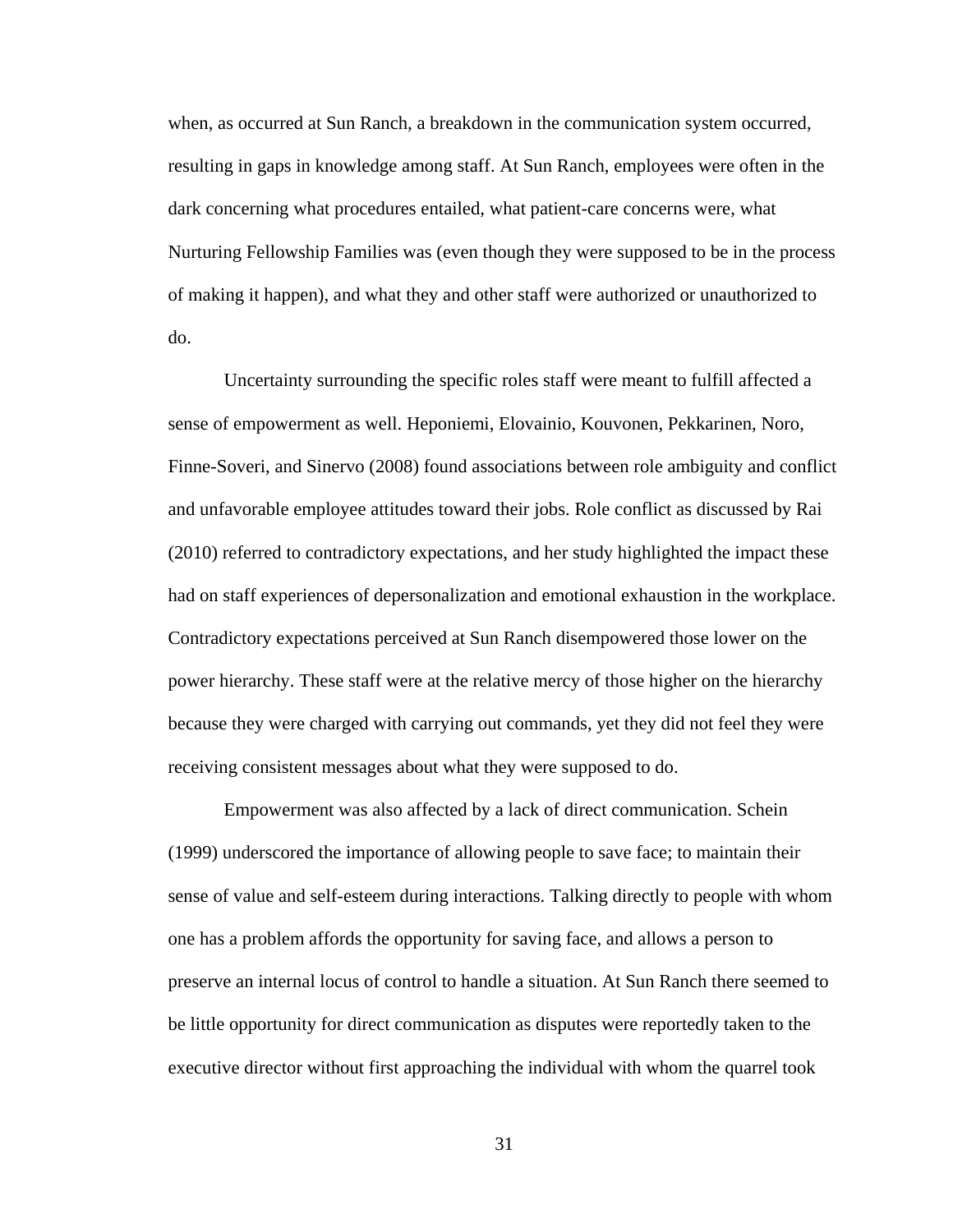when, as occurred at Sun Ranch, a breakdown in the communication system occurred, resulting in gaps in knowledge among staff. At Sun Ranch, employees were often in the dark concerning what procedures entailed, what patient-care concerns were, what Nurturing Fellowship Families was (even though they were supposed to be in the process of making it happen), and what they and other staff were authorized or unauthorized to do.

Uncertainty surrounding the specific roles staff were meant to fulfill affected a sense of empowerment as well. Heponiemi, Elovainio, Kouvonen, Pekkarinen, Noro, Finne-Soveri, and Sinervo (2008) found associations between role ambiguity and conflict and unfavorable employee attitudes toward their jobs. Role conflict as discussed by Rai (2010) referred to contradictory expectations, and her study highlighted the impact these had on staff experiences of depersonalization and emotional exhaustion in the workplace. Contradictory expectations perceived at Sun Ranch disempowered those lower on the power hierarchy. These staff were at the relative mercy of those higher on the hierarchy because they were charged with carrying out commands, yet they did not feel they were receiving consistent messages about what they were supposed to do.

Empowerment was also affected by a lack of direct communication. Schein (1999) underscored the importance of allowing people to save face; to maintain their sense of value and self-esteem during interactions. Talking directly to people with whom one has a problem affords the opportunity for saving face, and allows a person to preserve an internal locus of control to handle a situation. At Sun Ranch there seemed to be little opportunity for direct communication as disputes were reportedly taken to the executive director without first approaching the individual with whom the quarrel took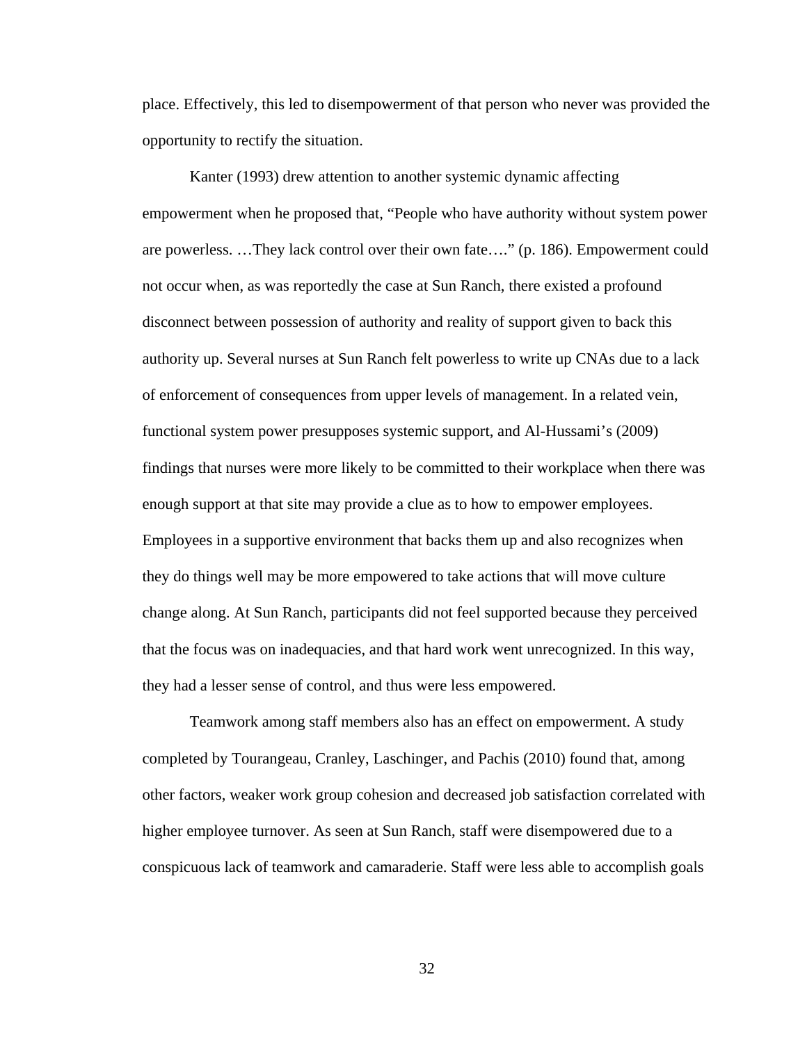place. Effectively, this led to disempowerment of that person who never was provided the opportunity to rectify the situation.

Kanter (1993) drew attention to another systemic dynamic affecting empowerment when he proposed that, "People who have authority without system power are powerless. …They lack control over their own fate…." (p. 186). Empowerment could not occur when, as was reportedly the case at Sun Ranch, there existed a profound disconnect between possession of authority and reality of support given to back this authority up. Several nurses at Sun Ranch felt powerless to write up CNAs due to a lack of enforcement of consequences from upper levels of management. In a related vein, functional system power presupposes systemic support, and Al-Hussami's (2009) findings that nurses were more likely to be committed to their workplace when there was enough support at that site may provide a clue as to how to empower employees. Employees in a supportive environment that backs them up and also recognizes when they do things well may be more empowered to take actions that will move culture change along. At Sun Ranch, participants did not feel supported because they perceived that the focus was on inadequacies, and that hard work went unrecognized. In this way, they had a lesser sense of control, and thus were less empowered.

Teamwork among staff members also has an effect on empowerment. A study completed by Tourangeau, Cranley, Laschinger, and Pachis (2010) found that, among other factors, weaker work group cohesion and decreased job satisfaction correlated with higher employee turnover. As seen at Sun Ranch, staff were disempowered due to a conspicuous lack of teamwork and camaraderie. Staff were less able to accomplish goals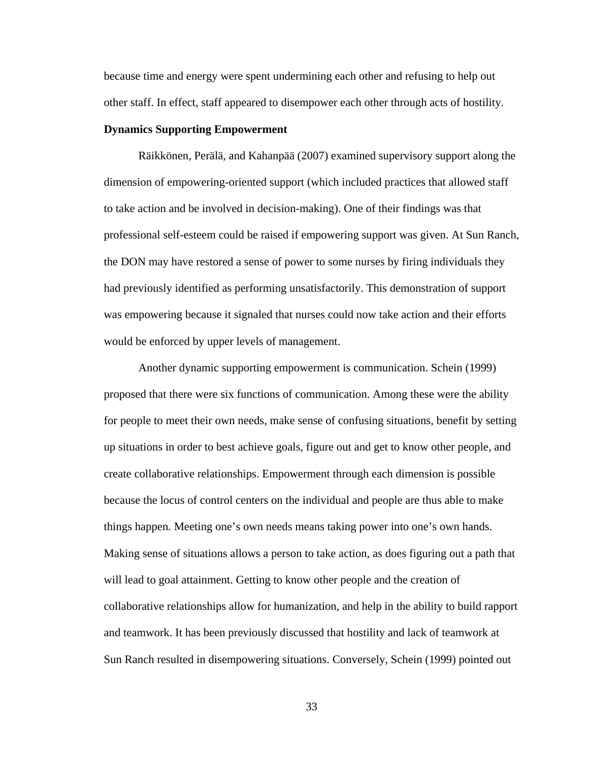because time and energy were spent undermining each other and refusing to help out other staff. In effect, staff appeared to disempower each other through acts of hostility.

**Dynamics Supporting Empowerment**

Räikkönen, Perälä, and Kahanpää (2007) examined supervisory support along the dimension of empowering-oriented support (which included practices that allowed staff to take action and be involved in decision-making). One of their findings was that professional self-esteem could be raised if empowering support was given. At Sun Ranch, the DON may have restored a sense of power to some nurses by firing individuals they had previously identified as performing unsatisfactorily. This demonstration of support was empowering because it signaled that nurses could now take action and their efforts would be enforced by upper levels of management.

Another dynamic supporting empowerment is communication. Schein (1999) proposed that there were six functions of communication. Among these were the ability for people to meet their own needs, make sense of confusing situations, benefit by setting up situations in order to best achieve goals, figure out and get to know other people, and create collaborative relationships. Empowerment through each dimension is possible because the locus of control centers on the individual and people are thus able to make things happen. Meeting one's own needs means taking power into one's own hands. Making sense of situations allows a person to take action, as does figuring out a path that will lead to goal attainment. Getting to know other people and the creation of collaborative relationships allow for humanization, and help in the ability to build rapport and teamwork. It has been previously discussed that hostility and lack of teamwork at Sun Ranch resulted in disempowering situations. Conversely, Schein (1999) pointed out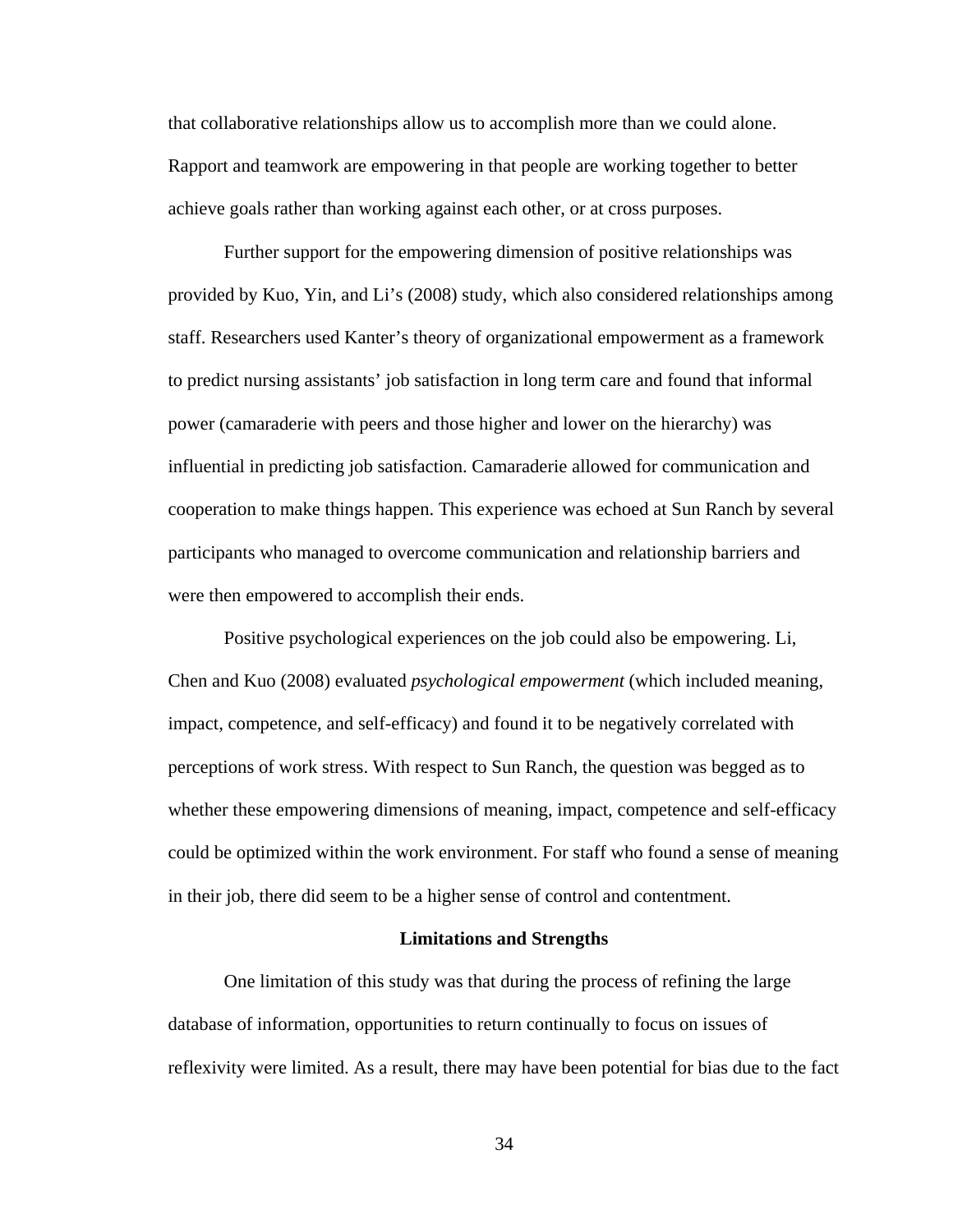that collaborative relationships allow us to accomplish more than we could alone. Rapport and teamwork are empowering in that people are working together to better achieve goals rather than working against each other, or at cross purposes.

Further support for the empowering dimension of positive relationships was provided by Kuo, Yin, and Li's (2008) study, which also considered relationships among staff. Researchers used Kanter's theory of organizational empowerment as a framework to predict nursing assistants' job satisfaction in long term care and found that informal power (camaraderie with peers and those higher and lower on the hierarchy) was influential in predicting job satisfaction. Camaraderie allowed for communication and cooperation to make things happen. This experience was echoed at Sun Ranch by several participants who managed to overcome communication and relationship barriers and were then empowered to accomplish their ends.

Positive psychological experiences on the job could also be empowering. Li, Chen and Kuo (2008) evaluated *psychological empowerment* (which included meaning, impact, competence, and self-efficacy) and found it to be negatively correlated with perceptions of work stress. With respect to Sun Ranch, the question was begged as to whether these empowering dimensions of meaning, impact, competence and self-efficacy could be optimized within the work environment. For staff who found a sense of meaning in their job, there did seem to be a higher sense of control and contentment.

## Limitations and Strengths

One limitation of this study was that during the process of refining the large database of information, opportunities to return continually to focus on issues of reflexivity were limited. As a result, there may have been potential for bias due to the fact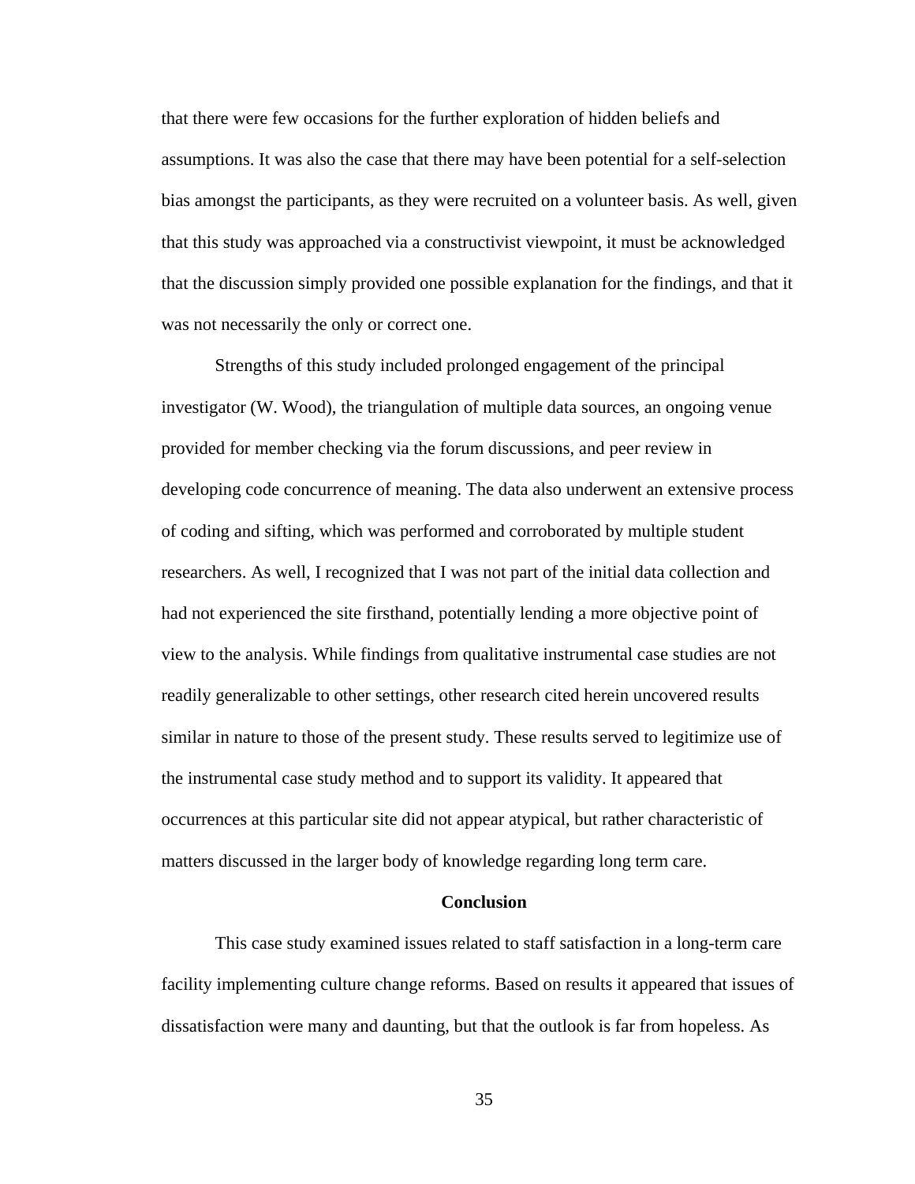that there were few occasions for the further exploration of hidden beliefs and assumptions. It was also the case that there may have been potential for a self-selection bias amongst the participants, as they were recruited on a volunteer basis. As well, given that this study was approached via a constructivist viewpoint, it must be acknowledged that the discussion simply provided one possible explanation for the findings, and that it was not necessarily the only or correct one.

Strengths of this study included prolonged engagement of the principal investigator (W. Wood), the triangulation of multiple data sources, an ongoing venue provided for member checking via the forum discussions, and peer review in developing code concurrence of meaning. The data also underwent an extensive process of coding and sifting, which was performed and corroborated by multiple student researchers. As well, I recognized that I was not part of the initial data collection and had not experienced the site firsthand, potentially lending a more objective point of view to the analysis. While findings from qualitative instrumental case studies are not readily generalizable to other settings, other research cited herein uncovered results similar in nature to those of the present study. These results served to legitimize use of the instrumental case study method and to support its validity. It appeared that occurrences at this particular site did not appear atypical, but rather characteristic of matters discussed in the larger body of knowledge regarding long term care.

## Conclusion

This case study examined issues related to staff satisfaction in a long-term care facility implementing culture change reforms. Based on results it appeared that issues of dissatisfaction were many and daunting, but that the outlook is far from hopeless. As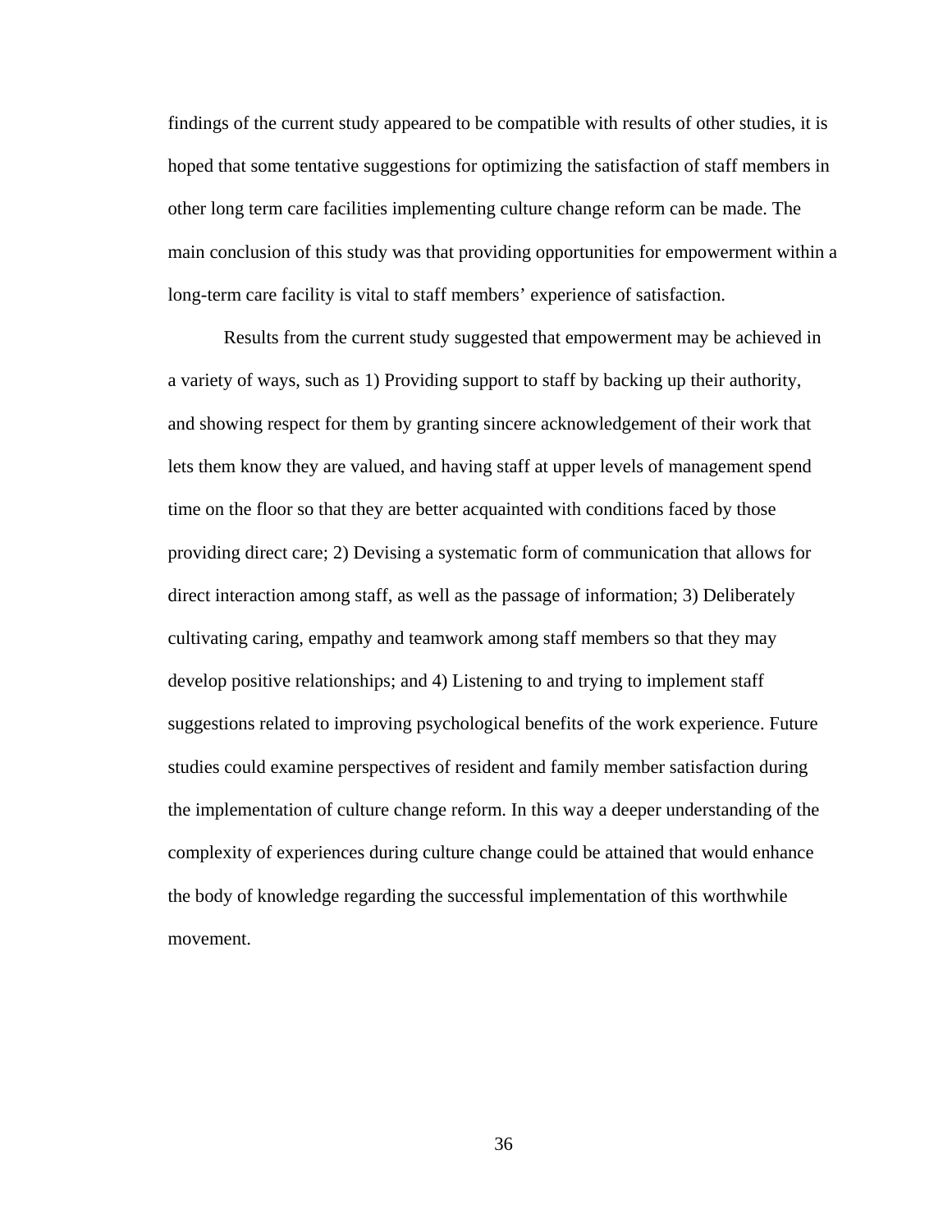findings of the current study appeared to be compatible with results of other studies, it is hoped that some tentative suggestions for optimizing the satisfaction of staff members in other long term care facilities implementing culture change reform can be made. The main conclusion of this study was that providing opportunities for empowerment within a long-term care facility is vital to staff members' experience of satisfaction.

Results from the current study suggested that empowerment may be achieved in a variety of ways, such as 1) Providing support to staff by backing up their authority, and showing respect for them by granting sincere acknowledgement of their work that lets them know they are valued, and having staff at upper levels of management spend time on the floor so that they are better acquainted with conditions faced by those providing direct care; 2) Devising a systematic form of communication that allows for direct interaction among staff, as well as the passage of information; 3) Deliberately cultivating caring, empathy and teamwork among staff members so that they may develop positive relationships; and 4) Listening to and trying to implement staff suggestions related to improving psychological benefits of the work experience. Future studies could examine perspectives of resident and family member satisfaction during the implementation of culture change reform. In this way a deeper understanding of the complexity of experiences during culture change could be attained that would enhance the body of knowledge regarding the successful implementation of this worthwhile movement.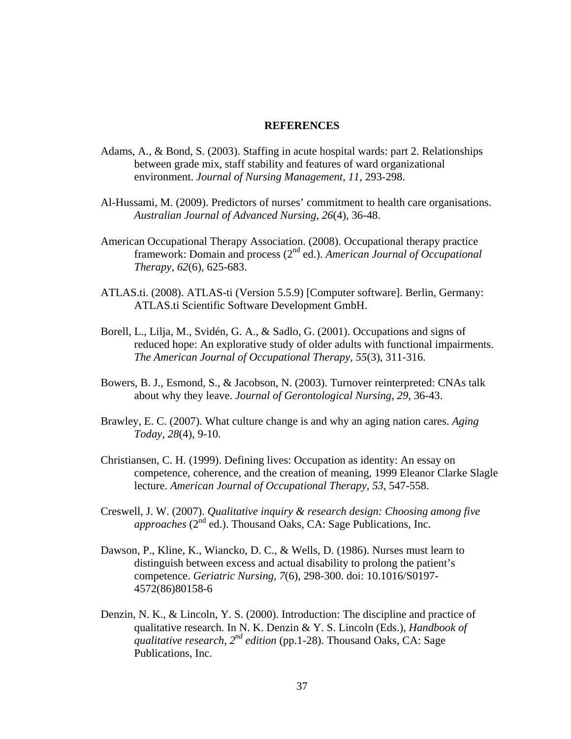# REFERENCES

Adams, A., & Bond, S. (2003). Staffing in acute hospital wards: part 2. Relationships between grade mix, staff stability and features of ward organizational environment. *Journal of Nursing Management, 11*, 293-298.

Al-Hussami, M. (2009). Predictors of nurses' commitment to health care organisations. *Australian Journal of Advanced Nursing, 26*(4), 36-48.

American Occupational Therapy Association. (2008). Occupational therapy practice framework: Domain and process (2nd ed.). *American Journal of Occupational Therapy, 62*(6), 625-683.

ATLAS.ti. (2008). ATLAS-ti (Version 5.5.9) [Computer software]. Berlin, Germany: ATLAS.ti Scientific Software Development GmbH.

Borell, L., Lilja, M., Svidén, G. A., & Sadlo, G. (2001). Occupations and signs of reduced hope: An explorative study of older adults with functional impairments. *The American Journal of Occupational Therapy, 55*(3), 311-316.

Bowers, B. J., Esmond, S., & Jacobson, N. (2003). Turnover reinterpreted: CNAs talk about why they leave. *Journal of Gerontological Nursing, 29*, 36-43.

Brawley, E. C. (2007). What culture change is and why an aging nation cares. *Aging Today, 28*(4), 9-10.

Christiansen, C. H. (1999). Defining lives: Occupation as identity: An essay on competence, coherence, and the creation of meaning, 1999 Eleanor Clarke Slagle lecture. *American Journal of Occupational Therapy, 53*, 547-558.

Creswell, J. W. (2007). *Qualitative inquiry & research design: Choosing among five approaches* (2nd ed.). Thousand Oaks, CA: Sage Publications, Inc.

Dawson, P., Kline, K., Wiancko, D. C., & Wells, D. (1986). Nurses must learn to distinguish between excess and actual disability to prolong the patient's competence. *Geriatric Nursing, 7*(6), 298-300. doi: 10.1016/S0197-4572(86)80158-6

Denzin, N. K., & Lincoln, Y. S. (2000). Introduction: The discipline and practice of qualitative research. In N. K. Denzin & Y. S. Lincoln (Eds.), *Handbook of qualitative research, 2nd edition* (pp.1-28). Thousand Oaks, CA: Sage Publications, Inc.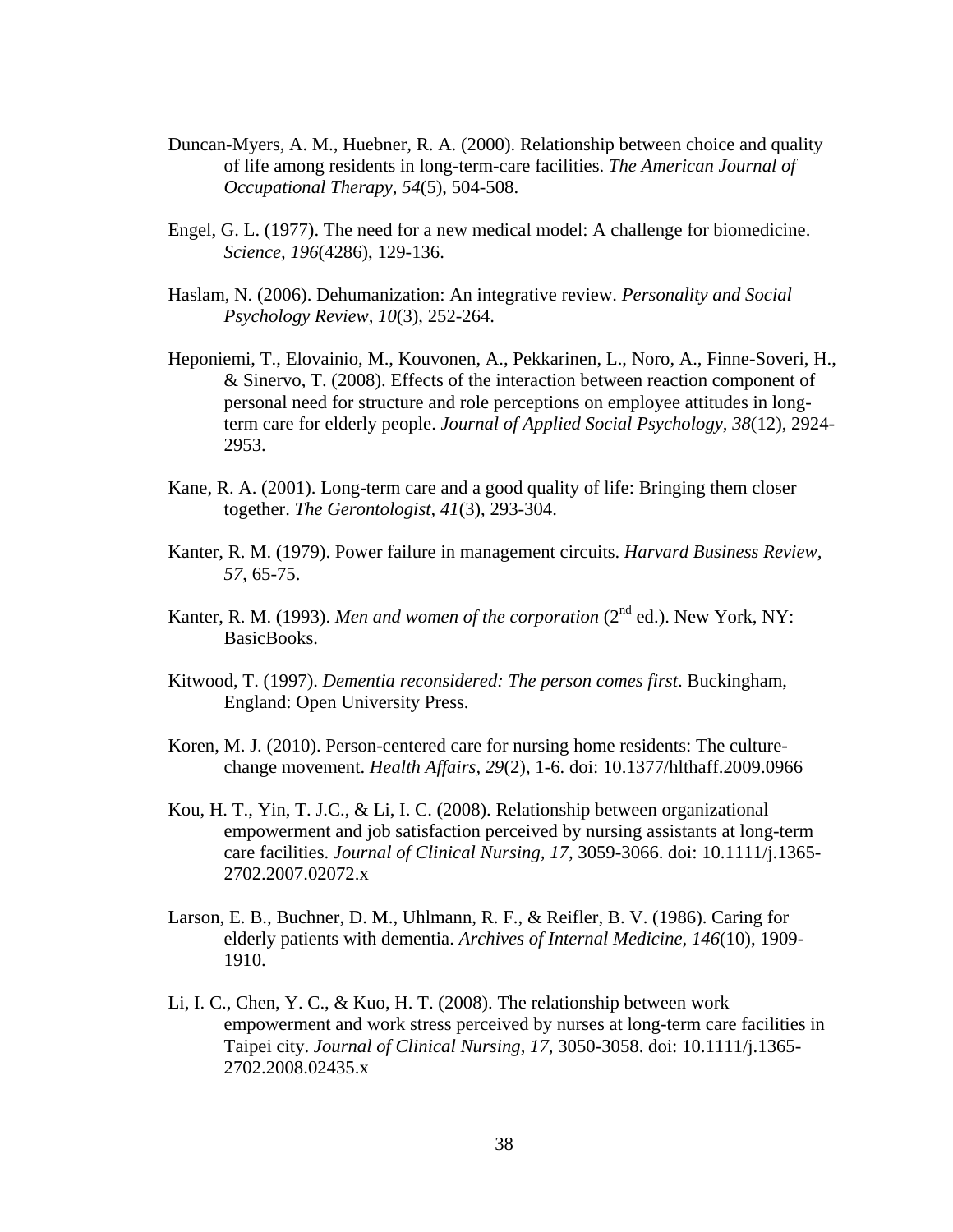Duncan-Myers, A. M., Huebner, R. A. (2000). Relationship between choice and quality of life among residents in long-term-care facilities. *The American Journal of Occupational Therapy, 54*(5), 504-508.

Engel, G. L. (1977). The need for a new medical model: A challenge for biomedicine. *Science, 196*(4286), 129-136.

Haslam, N. (2006). Dehumanization: An integrative review. *Personality and Social Psychology Review, 10*(3), 252-264.

Heponiemi, T., Elovainio, M., Kouvonen, A., Pekkarinen, L., Noro, A., Finne-Soveri, H., & Sinervo, T. (2008). Effects of the interaction between reaction component of personal need for structure and role perceptions on employee attitudes in long-term care for elderly people. *Journal of Applied Social Psychology, 38*(12), 2924-2953.

Kane, R. A. (2001). Long-term care and a good quality of life: Bringing them closer together. *The Gerontologist, 41*(3), 293-304.

Kanter, R. M. (1979). Power failure in management circuits. *Harvard Business Review, 57*, 65-75.

Kanter, R. M. (1993). *Men and women of the corporation* (2nd ed.). New York, NY: BasicBooks.

Kitwood, T. (1997). *Dementia reconsidered: The person comes first*. Buckingham, England: Open University Press.

Koren, M. J. (2010). Person-centered care for nursing home residents: The culture-change movement. *Health Affairs, 29*(2), 1-6. doi: 10.1377/hlthaff.2009.0966

Kou, H. T., Yin, T. J.C., & Li, I. C. (2008). Relationship between organizational empowerment and job satisfaction perceived by nursing assistants at long-term care facilities. *Journal of Clinical Nursing, 17*, 3059-3066. doi: 10.1111/j.1365-2702.2007.02072.x

Larson, E. B., Buchner, D. M., Uhlmann, R. F., & Reifler, B. V. (1986). Caring for elderly patients with dementia. *Archives of Internal Medicine, 146*(10), 1909-1910.

Li, I. C., Chen, Y. C., & Kuo, H. T. (2008). The relationship between work empowerment and work stress perceived by nurses at long-term care facilities in Taipei city. *Journal of Clinical Nursing, 17*, 3050-3058. doi: 10.1111/j.1365-2702.2008.02435.x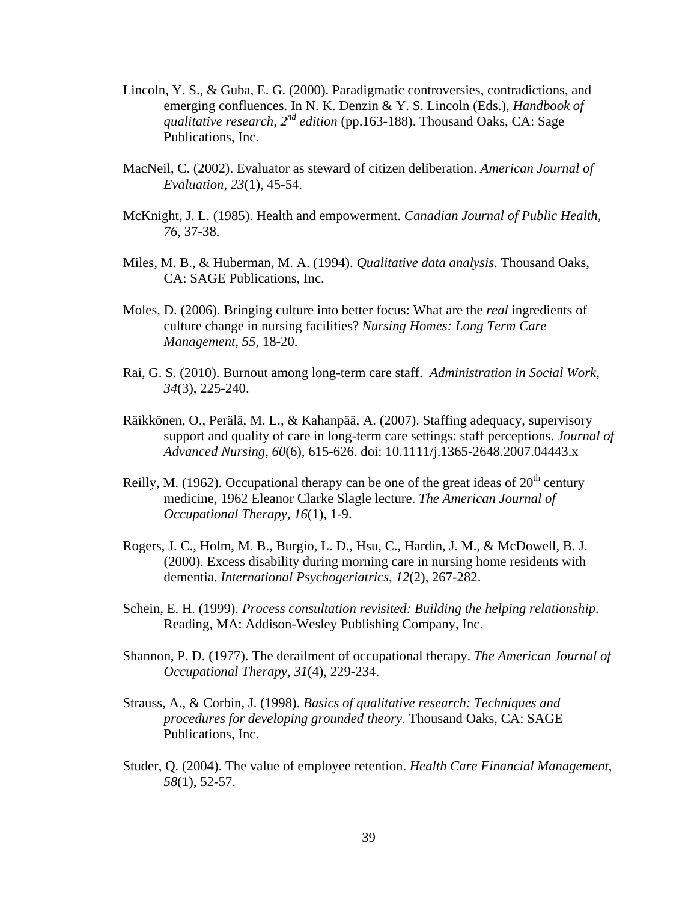Lincoln, Y. S., & Guba, E. G. (2000). Paradigmatic controversies, contradictions, and emerging confluences. In N. K. Denzin & Y. S. Lincoln (Eds.), *Handbook of qualitative research, 2nd edition* (pp.163-188). Thousand Oaks, CA: Sage Publications, Inc.

MacNeil, C. (2002). Evaluator as steward of citizen deliberation. *American Journal of Evaluation, 23*(1), 45-54.

McKnight, J. L. (1985). Health and empowerment. *Canadian Journal of Public Health, 76*, 37-38.

Miles, M. B., & Huberman, M. A. (1994). *Qualitative data analysis*. Thousand Oaks, CA: SAGE Publications, Inc.

Moles, D. (2006). Bringing culture into better focus: What are the *real* ingredients of culture change in nursing facilities? *Nursing Homes: Long Term Care Management, 55*, 18-20.

Rai, G. S. (2010). Burnout among long-term care staff. *Administration in Social Work, 34*(3), 225-240.

Räikkönen, O., Perälä, M. L., & Kahanpää, A. (2007). Staffing adequacy, supervisory support and quality of care in long-term care settings: staff perceptions. *Journal of Advanced Nursing, 60*(6), 615-626. doi: 10.1111/j.1365-2648.2007.04443.x

Reilly, M. (1962). Occupational therapy can be one of the great ideas of 20th century medicine, 1962 Eleanor Clarke Slagle lecture. *The American Journal of Occupational Therapy, 16*(1), 1-9.

Rogers, J. C., Holm, M. B., Burgio, L. D., Hsu, C., Hardin, J. M., & McDowell, B. J. (2000). Excess disability during morning care in nursing home residents with dementia. *International Psychogeriatrics, 12*(2), 267-282.

Schein, E. H. (1999). *Process consultation revisited: Building the helping relationship*. Reading, MA: Addison-Wesley Publishing Company, Inc.

Shannon, P. D. (1977). The derailment of occupational therapy. *The American Journal of Occupational Therapy, 31*(4), 229-234.

Strauss, A., & Corbin, J. (1998). *Basics of qualitative research: Techniques and procedures for developing grounded theory*. Thousand Oaks, CA: SAGE Publications, Inc.

Studer, Q. (2004). The value of employee retention. *Health Care Financial Management, 58*(1), 52-57.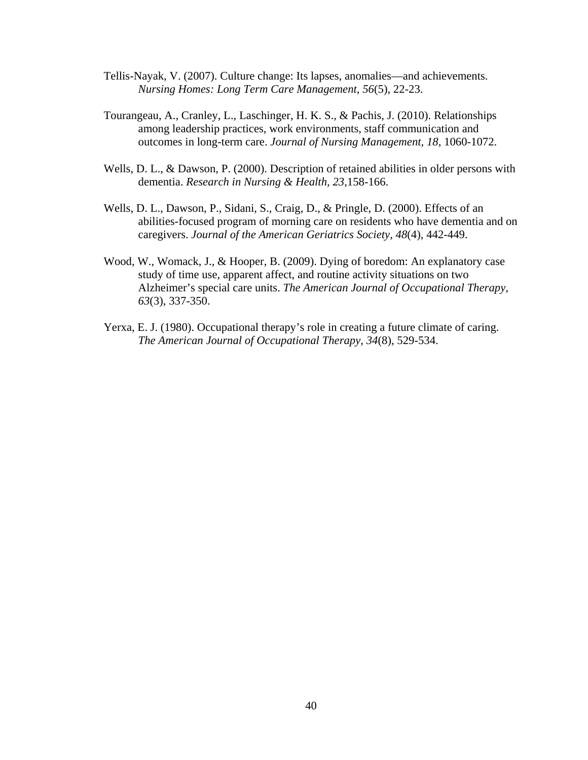Tellis-Nayak, V. (2007). Culture change: Its lapses, anomalies—and achievements. *Nursing Homes: Long Term Care Management, 56*(5), 22-23.

Tourangeau, A., Cranley, L., Laschinger, H. K. S., & Pachis, J. (2010). Relationships among leadership practices, work environments, staff communication and outcomes in long-term care. *Journal of Nursing Management, 18*, 1060-1072.

Wells, D. L., & Dawson, P. (2000). Description of retained abilities in older persons with dementia. *Research in Nursing & Health, 23*,158-166.

Wells, D. L., Dawson, P., Sidani, S., Craig, D., & Pringle, D. (2000). Effects of an abilities-focused program of morning care on residents who have dementia and on caregivers. *Journal of the American Geriatrics Society, 48*(4), 442-449.

Wood, W., Womack, J., & Hooper, B. (2009). Dying of boredom: An explanatory case study of time use, apparent affect, and routine activity situations on two Alzheimer's special care units. *The American Journal of Occupational Therapy, 63*(3), 337-350.

Yerxa, E. J. (1980). Occupational therapy's role in creating a future climate of caring. *The American Journal of Occupational Therapy, 34*(8), 529-534.